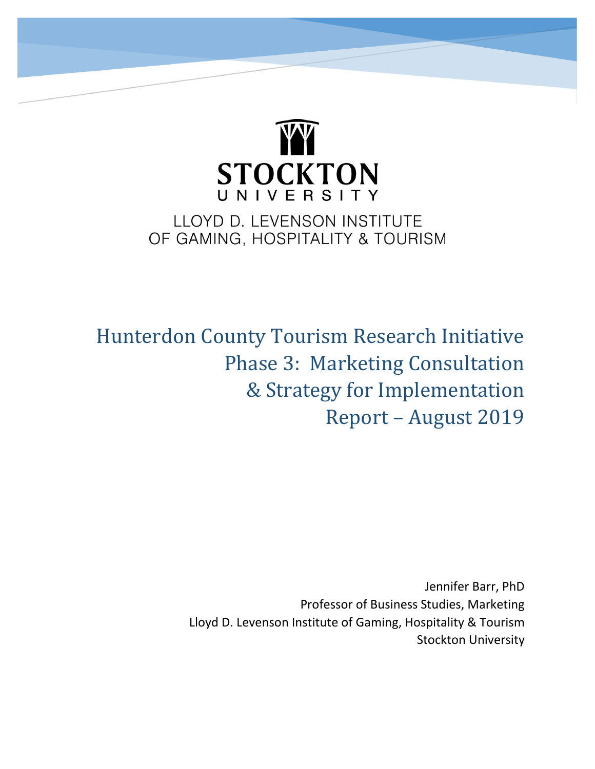STOCKTON
UNIVERSITY

LLOYD D. LEVENSON INSTITUTE
OF GAMING, HOSPITALITY & TOURISM

# Hunterdon County Tourism Research Initiative
# Phase 3: Marketing Consultation & Strategy for Implementation
# Report – August 2019

Jennifer Barr, PhD
Professor of Business Studies, Marketing
Lloyd D. Levenson Institute of Gaming, Hospitality & Tourism
Stockton University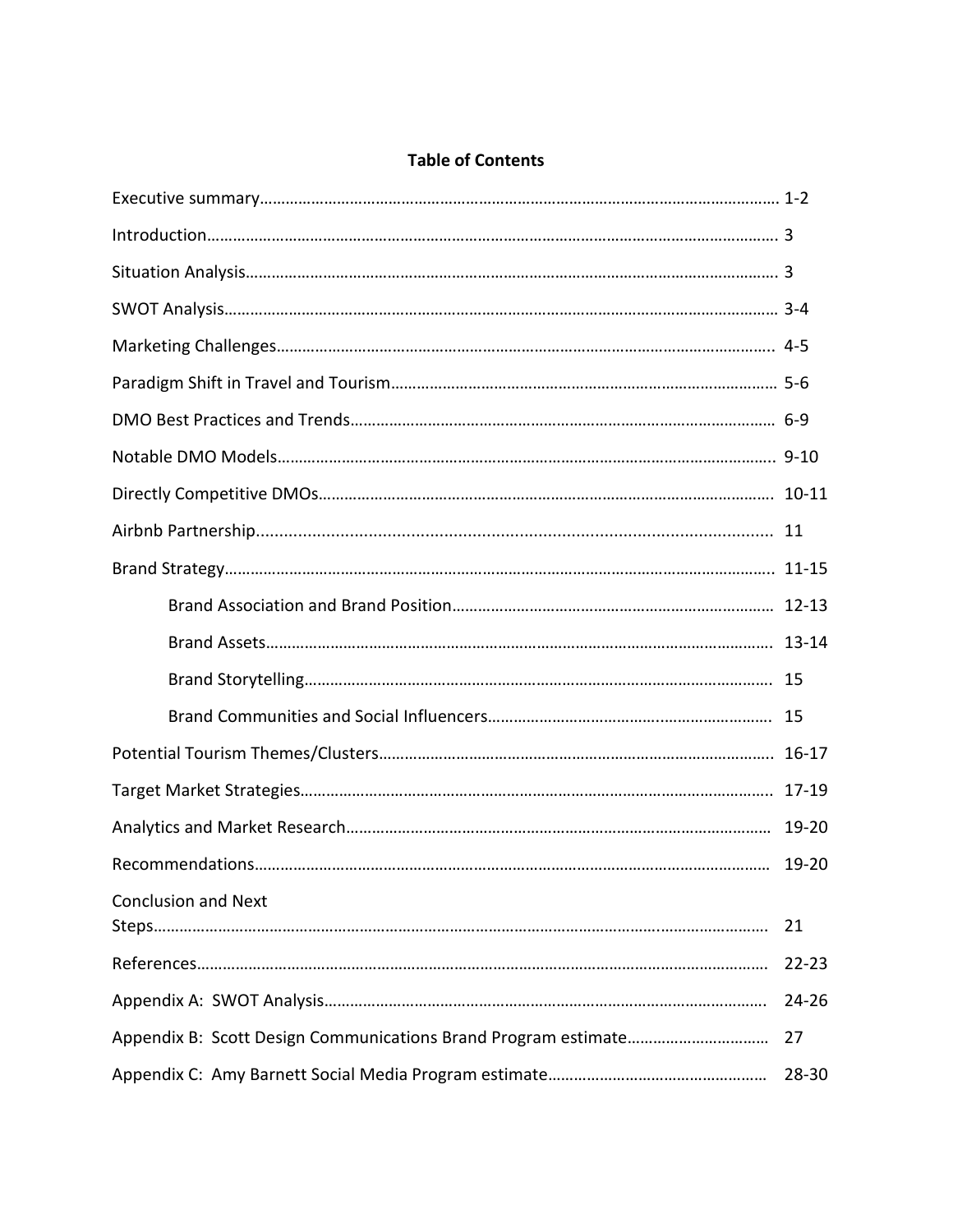**Table of Contents**

| | |
|---|---|
| Executive summary | 1-2 |
| Introduction | 3 |
| Situation Analysis | 3 |
| SWOT Analysis | 3-4 |
| Marketing Challenges | 4-5 |
| Paradigm Shift in Travel and Tourism | 5-6 |
| DMO Best Practices and Trends | 6-9 |
| Notable DMO Models | 9-10 |
| Directly Competitive DMOs | 10-11 |
| Airbnb Partnership | 11 |
| Brand Strategy | 11-15 |
| Brand Association and Brand Position | 12-13 |
| Brand Assets | 13-14 |
| Brand Storytelling | 15 |
| Brand Communities and Social Influencers | 15 |
| Potential Tourism Themes/Clusters | 16-17 |
| Target Market Strategies | 17-19 |
| Analytics and Market Research | 19-20 |
| Recommendations | 19-20 |
| Conclusion and Next Steps | 21 |
| References | 22-23 |
| Appendix A: SWOT Analysis | 24-26 |
| Appendix B: Scott Design Communications Brand Program estimate | 27 |
| Appendix C: Amy Barnett Social Media Program estimate | 28-30 |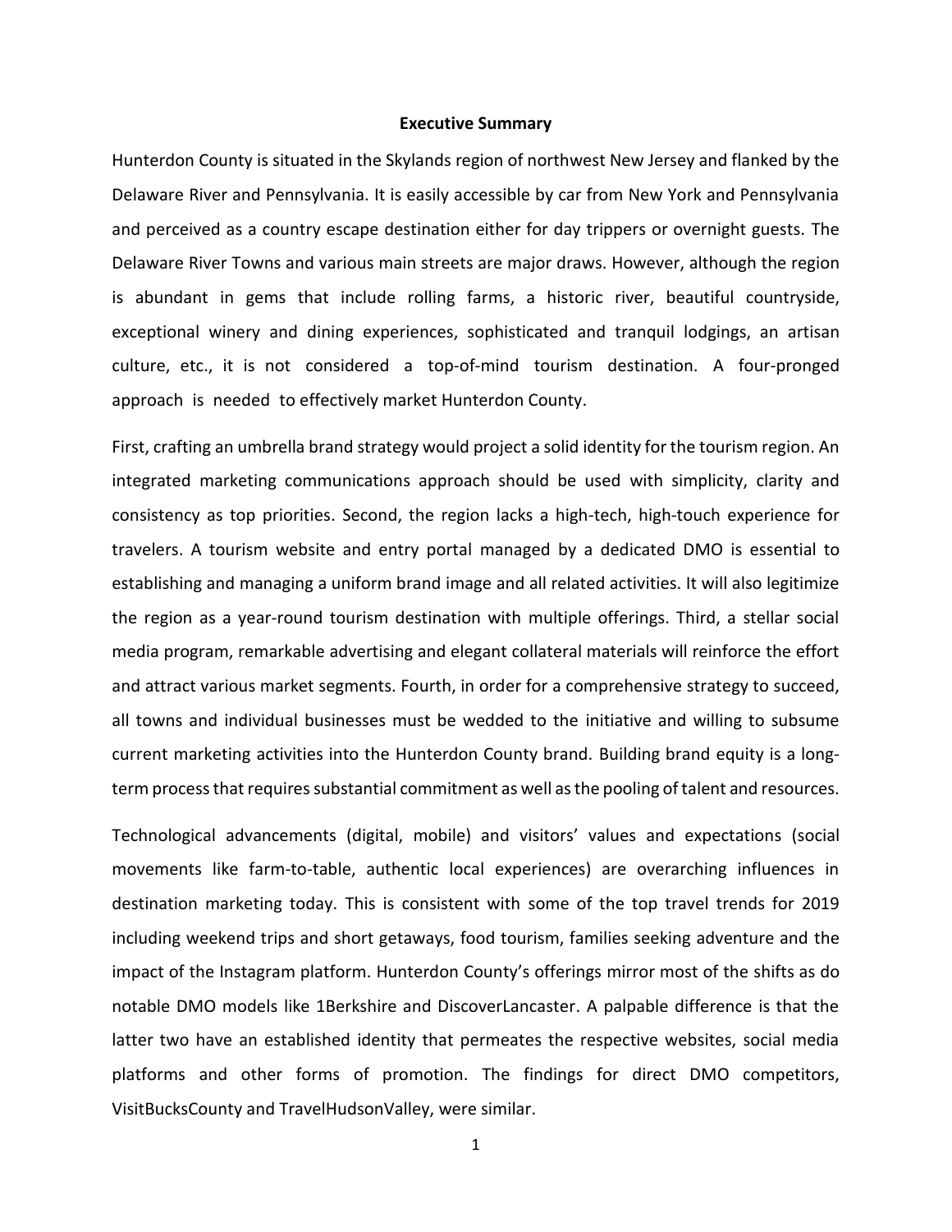# Executive Summary

Hunterdon County is situated in the Skylands region of northwest New Jersey and flanked by the Delaware River and Pennsylvania. It is easily accessible by car from New York and Pennsylvania and perceived as a country escape destination either for day trippers or overnight guests. The Delaware River Towns and various main streets are major draws. However, although the region is abundant in gems that include rolling farms, a historic river, beautiful countryside, exceptional winery and dining experiences, sophisticated and tranquil lodgings, an artisan culture, etc., it is not considered a top-of-mind tourism destination. A four-pronged approach is needed to effectively market Hunterdon County.

First, crafting an umbrella brand strategy would project a solid identity for the tourism region. An integrated marketing communications approach should be used with simplicity, clarity and consistency as top priorities. Second, the region lacks a high-tech, high-touch experience for travelers. A tourism website and entry portal managed by a dedicated DMO is essential to establishing and managing a uniform brand image and all related activities. It will also legitimize the region as a year-round tourism destination with multiple offerings. Third, a stellar social media program, remarkable advertising and elegant collateral materials will reinforce the effort and attract various market segments. Fourth, in order for a comprehensive strategy to succeed, all towns and individual businesses must be wedded to the initiative and willing to subsume current marketing activities into the Hunterdon County brand. Building brand equity is a long-term process that requires substantial commitment as well as the pooling of talent and resources.

Technological advancements (digital, mobile) and visitors' values and expectations (social movements like farm-to-table, authentic local experiences) are overarching influences in destination marketing today. This is consistent with some of the top travel trends for 2019 including weekend trips and short getaways, food tourism, families seeking adventure and the impact of the Instagram platform. Hunterdon County's offerings mirror most of the shifts as do notable DMO models like 1Berkshire and DiscoverLancaster. A palpable difference is that the latter two have an established identity that permeates the respective websites, social media platforms and other forms of promotion. The findings for direct DMO competitors, VisitBucksCounty and TravelHudsonValley, were similar.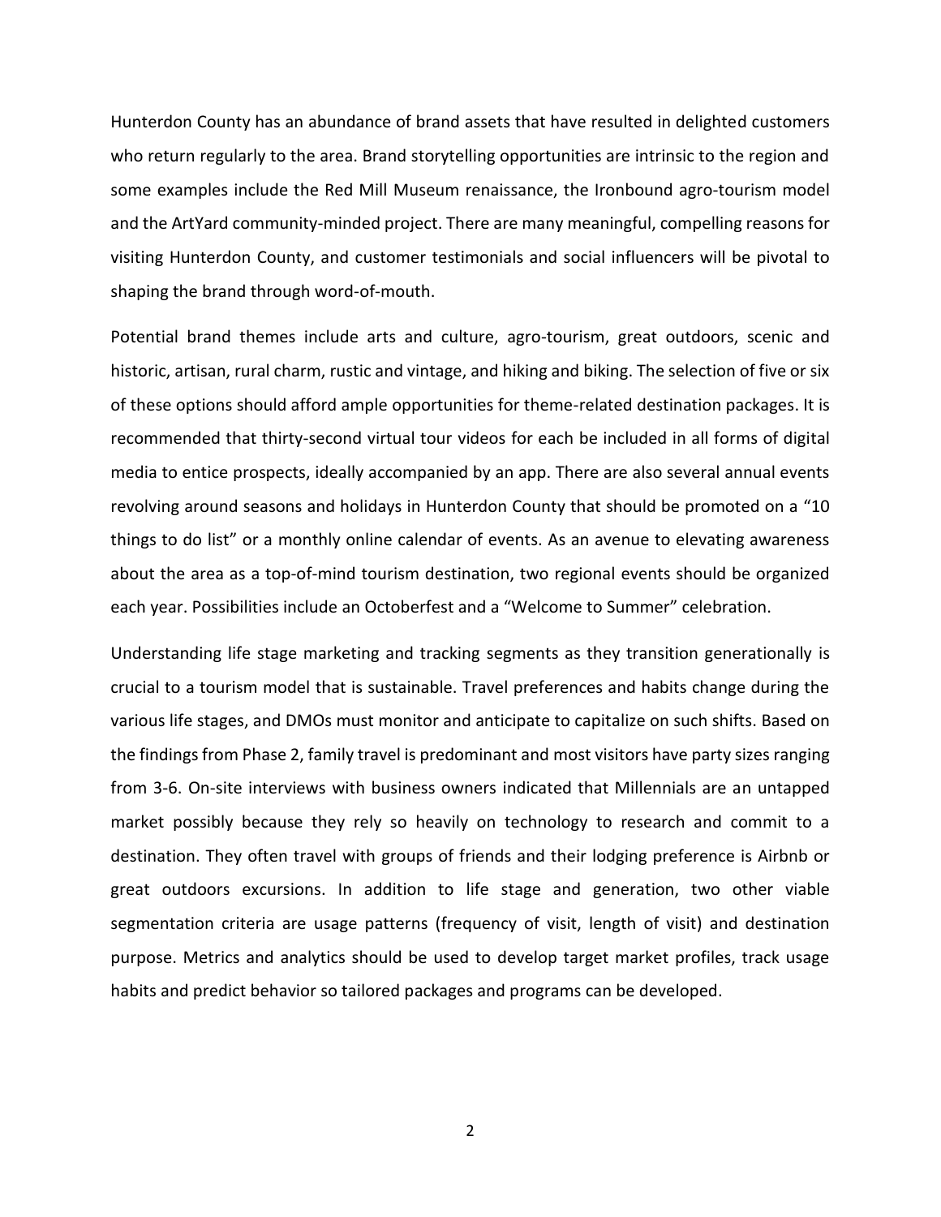Hunterdon County has an abundance of brand assets that have resulted in delighted customers who return regularly to the area. Brand storytelling opportunities are intrinsic to the region and some examples include the Red Mill Museum renaissance, the Ironbound agro-tourism model and the ArtYard community-minded project. There are many meaningful, compelling reasons for visiting Hunterdon County, and customer testimonials and social influencers will be pivotal to shaping the brand through word-of-mouth.

Potential brand themes include arts and culture, agro-tourism, great outdoors, scenic and historic, artisan, rural charm, rustic and vintage, and hiking and biking. The selection of five or six of these options should afford ample opportunities for theme-related destination packages. It is recommended that thirty-second virtual tour videos for each be included in all forms of digital media to entice prospects, ideally accompanied by an app. There are also several annual events revolving around seasons and holidays in Hunterdon County that should be promoted on a "10 things to do list" or a monthly online calendar of events. As an avenue to elevating awareness about the area as a top-of-mind tourism destination, two regional events should be organized each year. Possibilities include an Octoberfest and a "Welcome to Summer" celebration.

Understanding life stage marketing and tracking segments as they transition generationally is crucial to a tourism model that is sustainable. Travel preferences and habits change during the various life stages, and DMOs must monitor and anticipate to capitalize on such shifts. Based on the findings from Phase 2, family travel is predominant and most visitors have party sizes ranging from 3-6. On-site interviews with business owners indicated that Millennials are an untapped market possibly because they rely so heavily on technology to research and commit to a destination. They often travel with groups of friends and their lodging preference is Airbnb or great outdoors excursions. In addition to life stage and generation, two other viable segmentation criteria are usage patterns (frequency of visit, length of visit) and destination purpose. Metrics and analytics should be used to develop target market profiles, track usage habits and predict behavior so tailored packages and programs can be developed.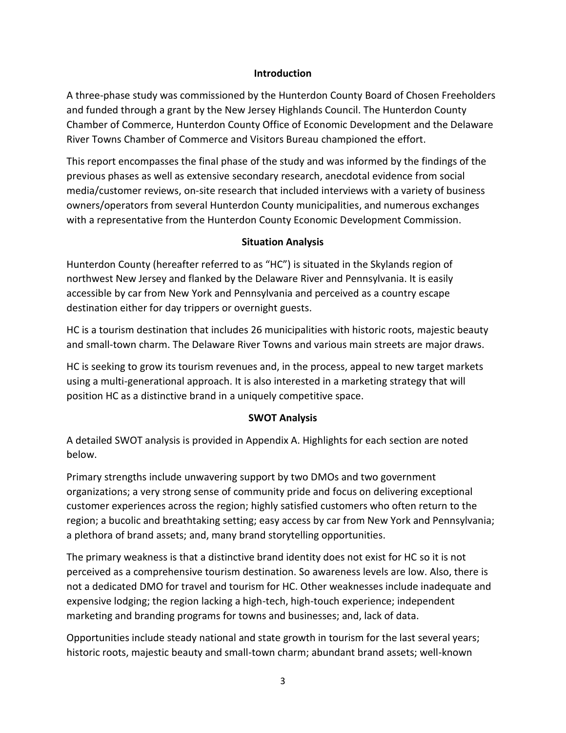## Introduction

A three-phase study was commissioned by the Hunterdon County Board of Chosen Freeholders and funded through a grant by the New Jersey Highlands Council. The Hunterdon County Chamber of Commerce, Hunterdon County Office of Economic Development and the Delaware River Towns Chamber of Commerce and Visitors Bureau championed the effort.

This report encompasses the final phase of the study and was informed by the findings of the previous phases as well as extensive secondary research, anecdotal evidence from social media/customer reviews, on-site research that included interviews with a variety of business owners/operators from several Hunterdon County municipalities, and numerous exchanges with a representative from the Hunterdon County Economic Development Commission.

## Situation Analysis

Hunterdon County (hereafter referred to as "HC") is situated in the Skylands region of northwest New Jersey and flanked by the Delaware River and Pennsylvania. It is easily accessible by car from New York and Pennsylvania and perceived as a country escape destination either for day trippers or overnight guests.

HC is a tourism destination that includes 26 municipalities with historic roots, majestic beauty and small-town charm. The Delaware River Towns and various main streets are major draws.

HC is seeking to grow its tourism revenues and, in the process, appeal to new target markets using a multi-generational approach. It is also interested in a marketing strategy that will position HC as a distinctive brand in a uniquely competitive space.

## SWOT Analysis

A detailed SWOT analysis is provided in Appendix A. Highlights for each section are noted below.

Primary strengths include unwavering support by two DMOs and two government organizations; a very strong sense of community pride and focus on delivering exceptional customer experiences across the region; highly satisfied customers who often return to the region; a bucolic and breathtaking setting; easy access by car from New York and Pennsylvania; a plethora of brand assets; and, many brand storytelling opportunities.

The primary weakness is that a distinctive brand identity does not exist for HC so it is not perceived as a comprehensive tourism destination. So awareness levels are low. Also, there is not a dedicated DMO for travel and tourism for HC. Other weaknesses include inadequate and expensive lodging; the region lacking a high-tech, high-touch experience; independent marketing and branding programs for towns and businesses; and, lack of data.

Opportunities include steady national and state growth in tourism for the last several years; historic roots, majestic beauty and small-town charm; abundant brand assets; well-known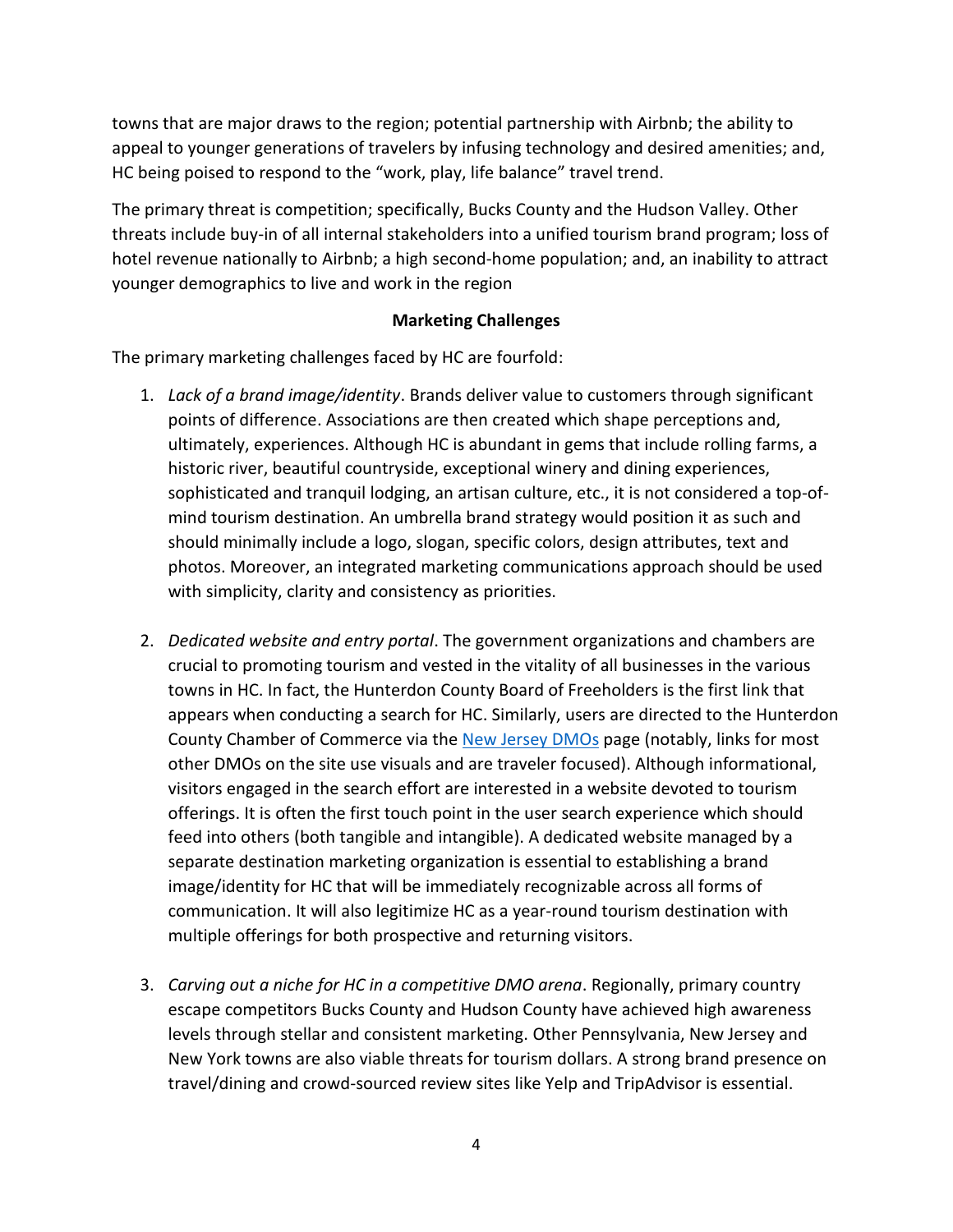towns that are major draws to the region; potential partnership with Airbnb; the ability to appeal to younger generations of travelers by infusing technology and desired amenities; and, HC being poised to respond to the "work, play, life balance" travel trend.

The primary threat is competition; specifically, Bucks County and the Hudson Valley. Other threats include buy-in of all internal stakeholders into a unified tourism brand program; loss of hotel revenue nationally to Airbnb; a high second-home population; and, an inability to attract younger demographics to live and work in the region

**Marketing Challenges**

The primary marketing challenges faced by HC are fourfold:

1. *Lack of a brand image/identity*. Brands deliver value to customers through significant points of difference. Associations are then created which shape perceptions and, ultimately, experiences. Although HC is abundant in gems that include rolling farms, a historic river, beautiful countryside, exceptional winery and dining experiences, sophisticated and tranquil lodging, an artisan culture, etc., it is not considered a top-of-mind tourism destination. An umbrella brand strategy would position it as such and should minimally include a logo, slogan, specific colors, design attributes, text and photos. Moreover, an integrated marketing communications approach should be used with simplicity, clarity and consistency as priorities.

2. *Dedicated website and entry portal*. The government organizations and chambers are crucial to promoting tourism and vested in the vitality of all businesses in the various towns in HC. In fact, the Hunterdon County Board of Freeholders is the first link that appears when conducting a search for HC. Similarly, users are directed to the Hunterdon County Chamber of Commerce via the New Jersey DMOs page (notably, links for most other DMOs on the site use visuals and are traveler focused). Although informational, visitors engaged in the search effort are interested in a website devoted to tourism offerings. It is often the first touch point in the user search experience which should feed into others (both tangible and intangible). A dedicated website managed by a separate destination marketing organization is essential to establishing a brand image/identity for HC that will be immediately recognizable across all forms of communication. It will also legitimize HC as a year-round tourism destination with multiple offerings for both prospective and returning visitors.

3. *Carving out a niche for HC in a competitive DMO arena*. Regionally, primary country escape competitors Bucks County and Hudson County have achieved high awareness levels through stellar and consistent marketing. Other Pennsylvania, New Jersey and New York towns are also viable threats for tourism dollars. A strong brand presence on travel/dining and crowd-sourced review sites like Yelp and TripAdvisor is essential.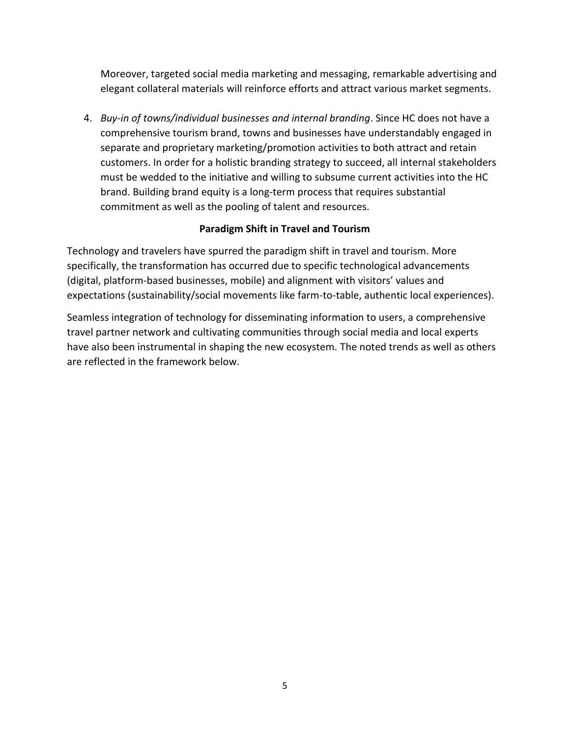Moreover, targeted social media marketing and messaging, remarkable advertising and elegant collateral materials will reinforce efforts and attract various market segments.

4. *Buy-in of towns/individual businesses and internal branding*. Since HC does not have a comprehensive tourism brand, towns and businesses have understandably engaged in separate and proprietary marketing/promotion activities to both attract and retain customers. In order for a holistic branding strategy to succeed, all internal stakeholders must be wedded to the initiative and willing to subsume current activities into the HC brand. Building brand equity is a long-term process that requires substantial commitment as well as the pooling of talent and resources.

## Paradigm Shift in Travel and Tourism

Technology and travelers have spurred the paradigm shift in travel and tourism. More specifically, the transformation has occurred due to specific technological advancements (digital, platform-based businesses, mobile) and alignment with visitors' values and expectations (sustainability/social movements like farm-to-table, authentic local experiences).

Seamless integration of technology for disseminating information to users, a comprehensive travel partner network and cultivating communities through social media and local experts have also been instrumental in shaping the new ecosystem. The noted trends as well as others are reflected in the framework below.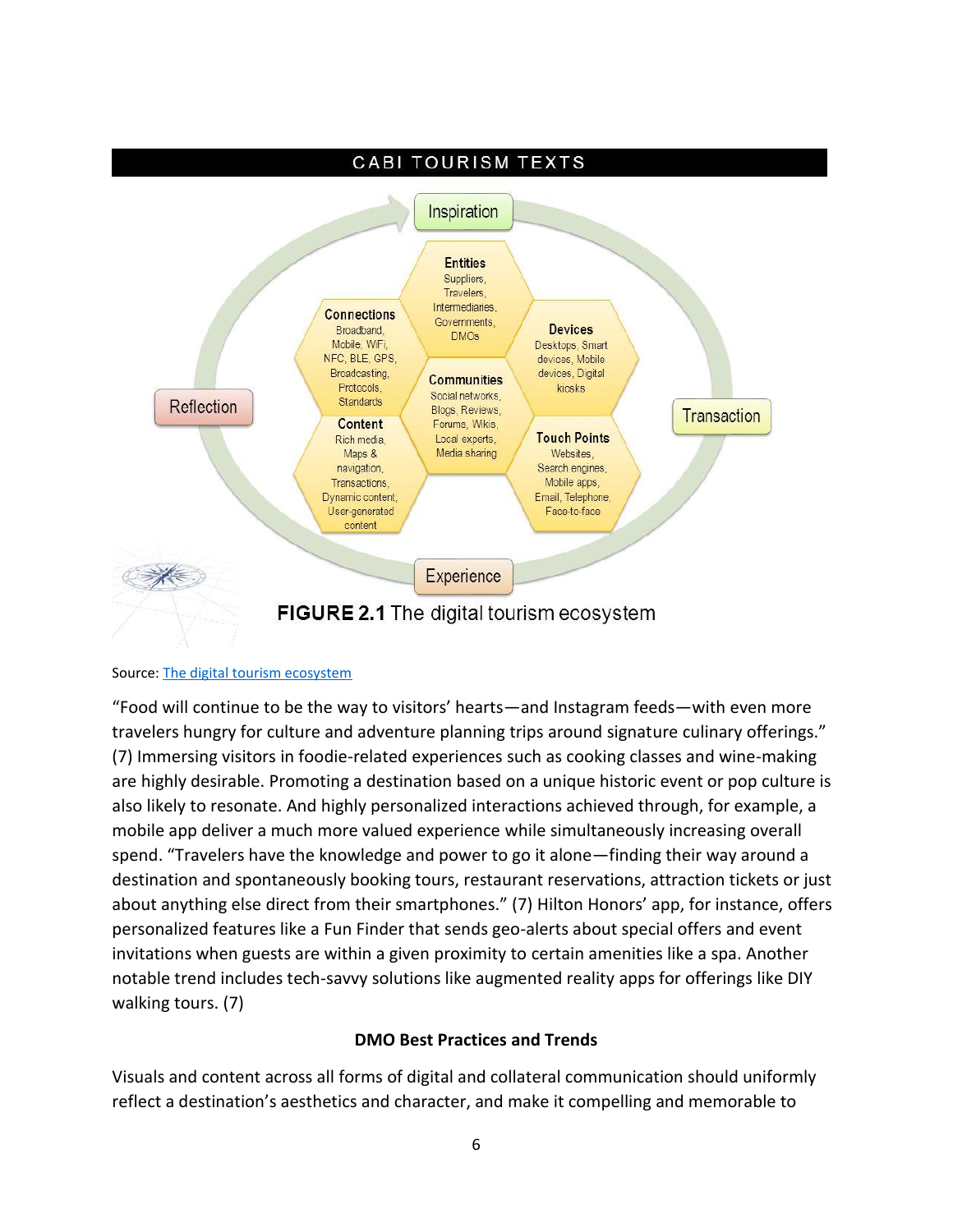CABI TOURISM TEXTS

Inspiration

Entities
Suppliers, Travelers, Intermediaries, Governments, DMOs

Connections
Broadband, Mobile, WiFi, NFC, BLE, GPS, Broadcasting, Protocols, Standards

Devices
Desktops, Smart devices, Mobile devices, Digital kiosks

Communities
Social networks, Blogs, Reviews, Forums, Wikis, Local experts, Media sharing

Reflection

Transaction

Content
Rich media, Maps & navigation, Transactions, Dynamic content, User-generated content

Touch Points
Websites, Search engines, Mobile apps, Email, Telephone, Face-to-face

Experience

**FIGURE 2.1** The digital tourism ecosystem

Source: [The digital tourism ecosystem]

"Food will continue to be the way to visitors' hearts—and Instagram feeds—with even more travelers hungry for culture and adventure planning trips around signature culinary offerings." (7) Immersing visitors in foodie-related experiences such as cooking classes and wine-making are highly desirable. Promoting a destination based on a unique historic event or pop culture is also likely to resonate. And highly personalized interactions achieved through, for example, a mobile app deliver a much more valued experience while simultaneously increasing overall spend. "Travelers have the knowledge and power to go it alone—finding their way around a destination and spontaneously booking tours, restaurant reservations, attraction tickets or just about anything else direct from their smartphones." (7) Hilton Honors' app, for instance, offers personalized features like a Fun Finder that sends geo-alerts about special offers and event invitations when guests are within a given proximity to certain amenities like a spa. Another notable trend includes tech-savvy solutions like augmented reality apps for offerings like DIY walking tours. (7)

**DMO Best Practices and Trends**

Visuals and content across all forms of digital and collateral communication should uniformly reflect a destination's aesthetics and character, and make it compelling and memorable to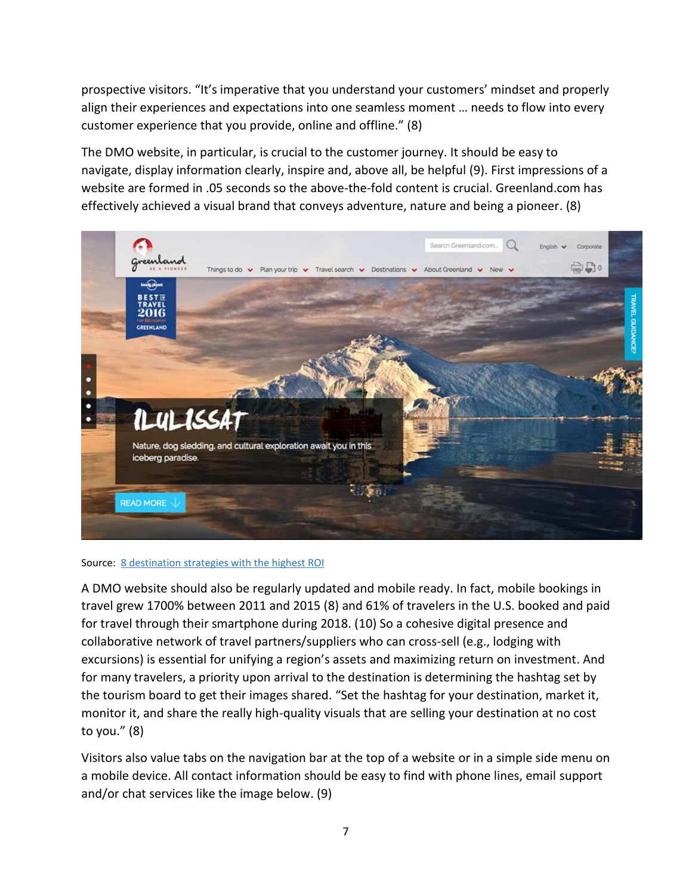prospective visitors. "It's imperative that you understand your customers' mindset and properly align their experiences and expectations into one seamless moment … needs to flow into every customer experience that you provide, online and offline." (8)

The DMO website, in particular, is crucial to the customer journey. It should be easy to navigate, display information clearly, inspire and, above all, be helpful (9). First impressions of a website are formed in .05 seconds so the above-the-fold content is crucial. Greenland.com has effectively achieved a visual brand that conveys adventure, nature and being a pioneer. (8)

Source: [8 destination strategies with the highest ROI]

A DMO website should also be regularly updated and mobile ready. In fact, mobile bookings in travel grew 1700% between 2011 and 2015 (8) and 61% of travelers in the U.S. booked and paid for travel through their smartphone during 2018. (10) So a cohesive digital presence and collaborative network of travel partners/suppliers who can cross-sell (e.g., lodging with excursions) is essential for unifying a region's assets and maximizing return on investment. And for many travelers, a priority upon arrival to the destination is determining the hashtag set by the tourism board to get their images shared. "Set the hashtag for your destination, market it, monitor it, and share the really high-quality visuals that are selling your destination at no cost to you." (8)

Visitors also value tabs on the navigation bar at the top of a website or in a simple side menu on a mobile device. All contact information should be easy to find with phone lines, email support and/or chat services like the image below. (9)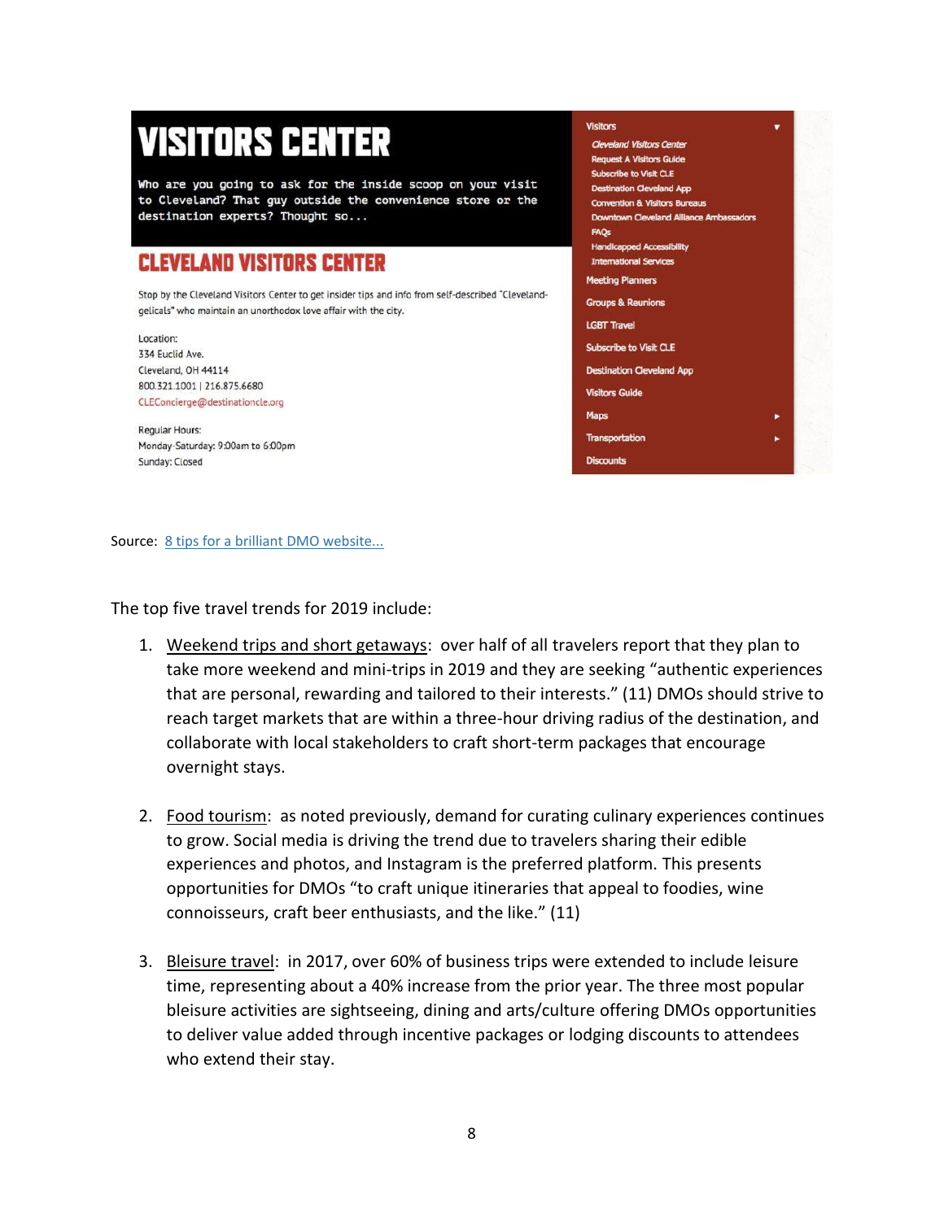# VISITORS CENTER

Who are you going to ask for the inside scoop on your visit to Cleveland? That guy outside the convenience store or the destination experts? Thought so...

## CLEVELAND VISITORS CENTER

Stop by the Cleveland Visitors Center to get insider tips and info from self-described "Cleveland-gelicals" who maintain an unorthodox love affair with the city.

Location:
334 Euclid Ave.
Cleveland, OH 44114
800.321.1001 | 216.875.6680
CLEConcierge@destinationcle.org

Regular Hours:
Monday-Saturday: 9:00am to 6:00pm
Sunday: Closed

- Visitors
  - Cleveland Visitors Center
  - Request A Visitors Guide
  - Subscribe to Visit CLE
  - Destination Cleveland App
  - Convention & Visitors Bureaus
  - Downtown Cleveland Alliance Ambassadors
  - FAQs
  - Handicapped Accessibility
  - International Services
- Meeting Planners
- Groups & Reunions
- LGBT Travel
- Subscribe to Visit CLE
- Destination Cleveland App
- Visitors Guide
- Maps
- Transportation
- Discounts

Source: [8 tips for a brilliant DMO website...]()

The top five travel trends for 2019 include:

1. Weekend trips and short getaways: over half of all travelers report that they plan to take more weekend and mini-trips in 2019 and they are seeking "authentic experiences that are personal, rewarding and tailored to their interests." (11) DMOs should strive to reach target markets that are within a three-hour driving radius of the destination, and collaborate with local stakeholders to craft short-term packages that encourage overnight stays.

2. Food tourism: as noted previously, demand for curating culinary experiences continues to grow. Social media is driving the trend due to travelers sharing their edible experiences and photos, and Instagram is the preferred platform. This presents opportunities for DMOs "to craft unique itineraries that appeal to foodies, wine connoisseurs, craft beer enthusiasts, and the like." (11)

3. Bleisure travel: in 2017, over 60% of business trips were extended to include leisure time, representing about a 40% increase from the prior year. The three most popular bleisure activities are sightseeing, dining and arts/culture offering DMOs opportunities to deliver value added through incentive packages or lodging discounts to attendees who extend their stay.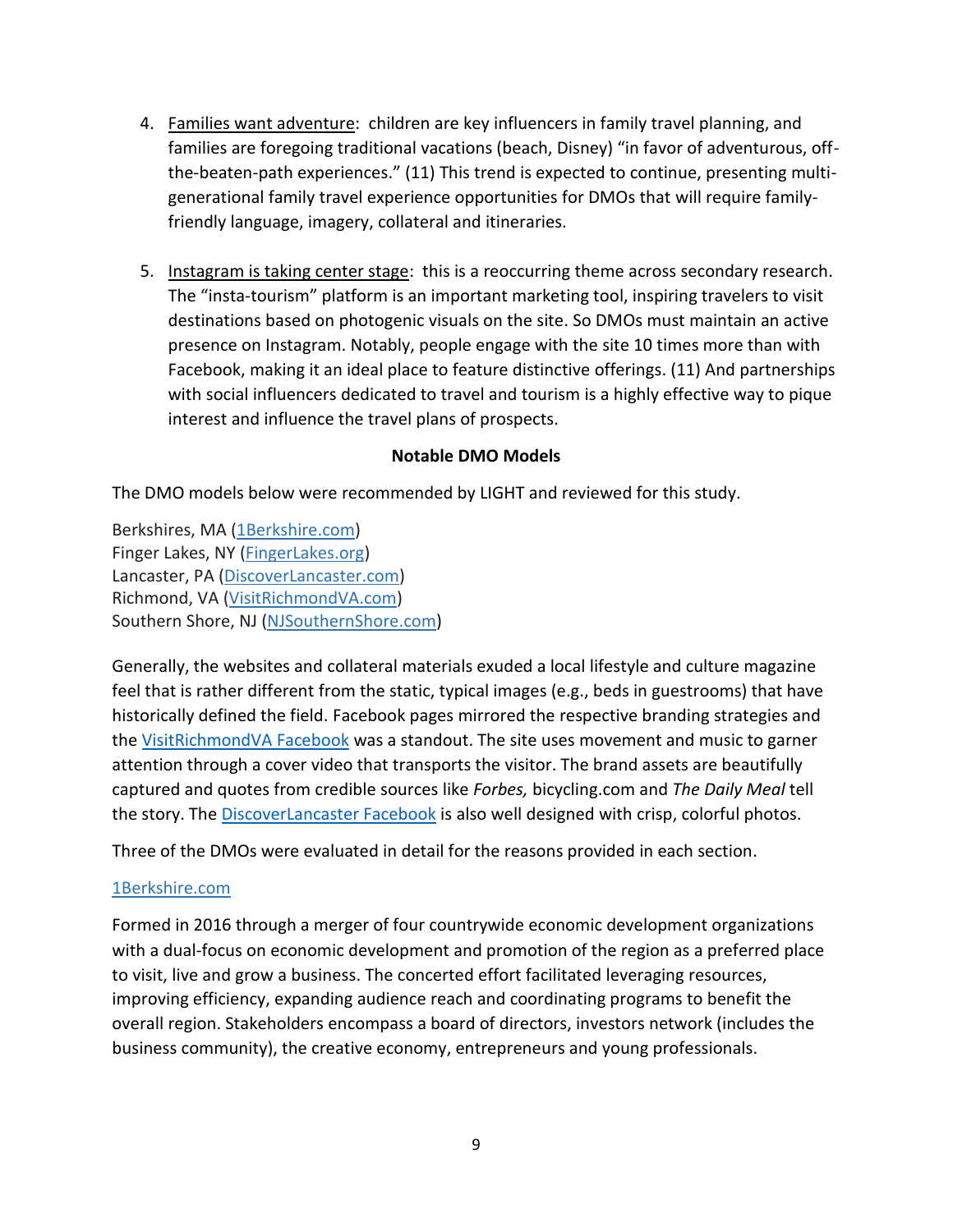4. <u>Families want adventure</u>: children are key influencers in family travel planning, and families are foregoing traditional vacations (beach, Disney) "in favor of adventurous, off-the-beaten-path experiences." (11) This trend is expected to continue, presenting multi-generational family travel experience opportunities for DMOs that will require family-friendly language, imagery, collateral and itineraries.

5. <u>Instagram is taking center stage</u>: this is a reoccurring theme across secondary research. The "insta-tourism" platform is an important marketing tool, inspiring travelers to visit destinations based on photogenic visuals on the site. So DMOs must maintain an active presence on Instagram. Notably, people engage with the site 10 times more than with Facebook, making it an ideal place to feature distinctive offerings. (11) And partnerships with social influencers dedicated to travel and tourism is a highly effective way to pique interest and influence the travel plans of prospects.

**Notable DMO Models**

The DMO models below were recommended by LIGHT and reviewed for this study.

Berkshires, MA (1Berkshire.com)
Finger Lakes, NY (FingerLakes.org)
Lancaster, PA (DiscoverLancaster.com)
Richmond, VA (VisitRichmondVA.com)
Southern Shore, NJ (NJSouthernShore.com)

Generally, the websites and collateral materials exuded a local lifestyle and culture magazine feel that is rather different from the static, typical images (e.g., beds in guestrooms) that have historically defined the field. Facebook pages mirrored the respective branding strategies and the VisitRichmondVA Facebook was a standout. The site uses movement and music to garner attention through a cover video that transports the visitor. The brand assets are beautifully captured and quotes from credible sources like *Forbes,* bicycling.com and *The Daily Meal* tell the story. The DiscoverLancaster Facebook is also well designed with crisp, colorful photos.

Three of the DMOs were evaluated in detail for the reasons provided in each section.

1Berkshire.com

Formed in 2016 through a merger of four countrywide economic development organizations with a dual-focus on economic development and promotion of the region as a preferred place to visit, live and grow a business. The concerted effort facilitated leveraging resources, improving efficiency, expanding audience reach and coordinating programs to benefit the overall region. Stakeholders encompass a board of directors, investors network (includes the business community), the creative economy, entrepreneurs and young professionals.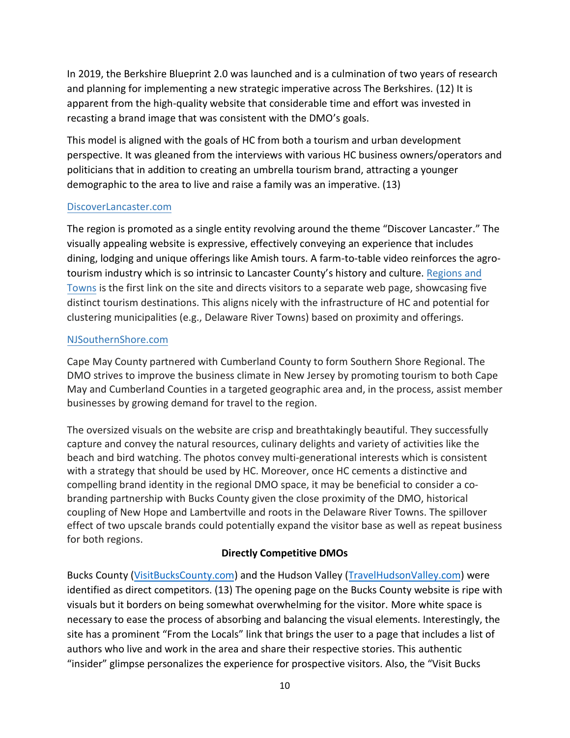In 2019, the Berkshire Blueprint 2.0 was launched and is a culmination of two years of research and planning for implementing a new strategic imperative across The Berkshires. (12) It is apparent from the high-quality website that considerable time and effort was invested in recasting a brand image that was consistent with the DMO's goals.

This model is aligned with the goals of HC from both a tourism and urban development perspective. It was gleaned from the interviews with various HC business owners/operators and politicians that in addition to creating an umbrella tourism brand, attracting a younger demographic to the area to live and raise a family was an imperative. (13)

DiscoverLancaster.com

The region is promoted as a single entity revolving around the theme "Discover Lancaster." The visually appealing website is expressive, effectively conveying an experience that includes dining, lodging and unique offerings like Amish tours. A farm-to-table video reinforces the agro-tourism industry which is so intrinsic to Lancaster County's history and culture. Regions and Towns is the first link on the site and directs visitors to a separate web page, showcasing five distinct tourism destinations. This aligns nicely with the infrastructure of HC and potential for clustering municipalities (e.g., Delaware River Towns) based on proximity and offerings.

NJSouthernShore.com

Cape May County partnered with Cumberland County to form Southern Shore Regional. The DMO strives to improve the business climate in New Jersey by promoting tourism to both Cape May and Cumberland Counties in a targeted geographic area and, in the process, assist member businesses by growing demand for travel to the region.

The oversized visuals on the website are crisp and breathtakingly beautiful. They successfully capture and convey the natural resources, culinary delights and variety of activities like the beach and bird watching. The photos convey multi-generational interests which is consistent with a strategy that should be used by HC. Moreover, once HC cements a distinctive and compelling brand identity in the regional DMO space, it may be beneficial to consider a co-branding partnership with Bucks County given the close proximity of the DMO, historical coupling of New Hope and Lambertville and roots in the Delaware River Towns. The spillover effect of two upscale brands could potentially expand the visitor base as well as repeat business for both regions.

**Directly Competitive DMOs**

Bucks County (VisitBucksCounty.com) and the Hudson Valley (TravelHudsonValley.com) were identified as direct competitors. (13) The opening page on the Bucks County website is ripe with visuals but it borders on being somewhat overwhelming for the visitor. More white space is necessary to ease the process of absorbing and balancing the visual elements. Interestingly, the site has a prominent "From the Locals" link that brings the user to a page that includes a list of authors who live and work in the area and share their respective stories. This authentic "insider" glimpse personalizes the experience for prospective visitors. Also, the "Visit Bucks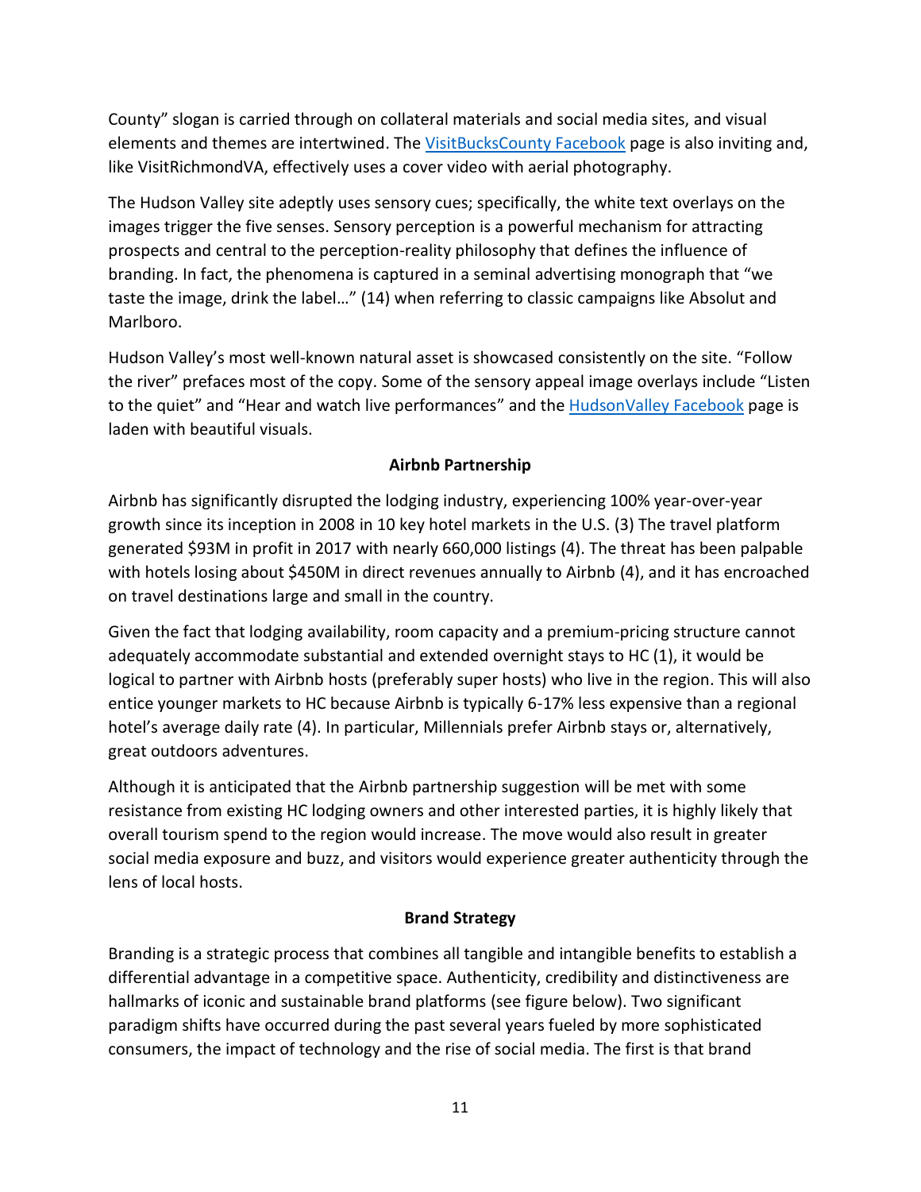County" slogan is carried through on collateral materials and social media sites, and visual elements and themes are intertwined. The [VisitBucksCounty Facebook]() page is also inviting and, like VisitRichmondVA, effectively uses a cover video with aerial photography.

The Hudson Valley site adeptly uses sensory cues; specifically, the white text overlays on the images trigger the five senses. Sensory perception is a powerful mechanism for attracting prospects and central to the perception-reality philosophy that defines the influence of branding. In fact, the phenomena is captured in a seminal advertising monograph that "we taste the image, drink the label…" (14) when referring to classic campaigns like Absolut and Marlboro.

Hudson Valley's most well-known natural asset is showcased consistently on the site. "Follow the river" prefaces most of the copy. Some of the sensory appeal image overlays include "Listen to the quiet" and "Hear and watch live performances" and the [HudsonValley Facebook]() page is laden with beautiful visuals.

**Airbnb Partnership**

Airbnb has significantly disrupted the lodging industry, experiencing 100% year-over-year growth since its inception in 2008 in 10 key hotel markets in the U.S. (3) The travel platform generated $93M in profit in 2017 with nearly 660,000 listings (4). The threat has been palpable with hotels losing about $450M in direct revenues annually to Airbnb (4), and it has encroached on travel destinations large and small in the country.

Given the fact that lodging availability, room capacity and a premium-pricing structure cannot adequately accommodate substantial and extended overnight stays to HC (1), it would be logical to partner with Airbnb hosts (preferably super hosts) who live in the region. This will also entice younger markets to HC because Airbnb is typically 6-17% less expensive than a regional hotel's average daily rate (4). In particular, Millennials prefer Airbnb stays or, alternatively, great outdoors adventures.

Although it is anticipated that the Airbnb partnership suggestion will be met with some resistance from existing HC lodging owners and other interested parties, it is highly likely that overall tourism spend to the region would increase. The move would also result in greater social media exposure and buzz, and visitors would experience greater authenticity through the lens of local hosts.

**Brand Strategy**

Branding is a strategic process that combines all tangible and intangible benefits to establish a differential advantage in a competitive space. Authenticity, credibility and distinctiveness are hallmarks of iconic and sustainable brand platforms (see figure below). Two significant paradigm shifts have occurred during the past several years fueled by more sophisticated consumers, the impact of technology and the rise of social media. The first is that brand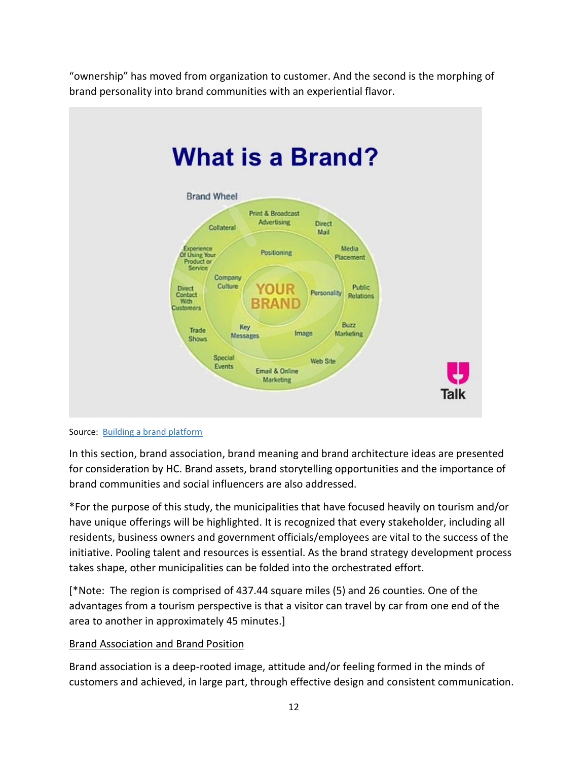"ownership" has moved from organization to customer. And the second is the morphing of brand personality into brand communities with an experiential flavor.

Source: Building a brand platform

In this section, brand association, brand meaning and brand architecture ideas are presented for consideration by HC. Brand assets, brand storytelling opportunities and the importance of brand communities and social influencers are also addressed.

*For the purpose of this study, the municipalities that have focused heavily on tourism and/or have unique offerings will be highlighted. It is recognized that every stakeholder, including all residents, business owners and government officials/employees are vital to the success of the initiative. Pooling talent and resources is essential. As the brand strategy development process takes shape, other municipalities can be folded into the orchestrated effort.

[*Note: The region is comprised of 437.44 square miles (5) and 26 counties. One of the advantages from a tourism perspective is that a visitor can travel by car from one end of the area to another in approximately 45 minutes.]

Brand Association and Brand Position

Brand association is a deep-rooted image, attitude and/or feeling formed in the minds of customers and achieved, in large part, through effective design and consistent communication.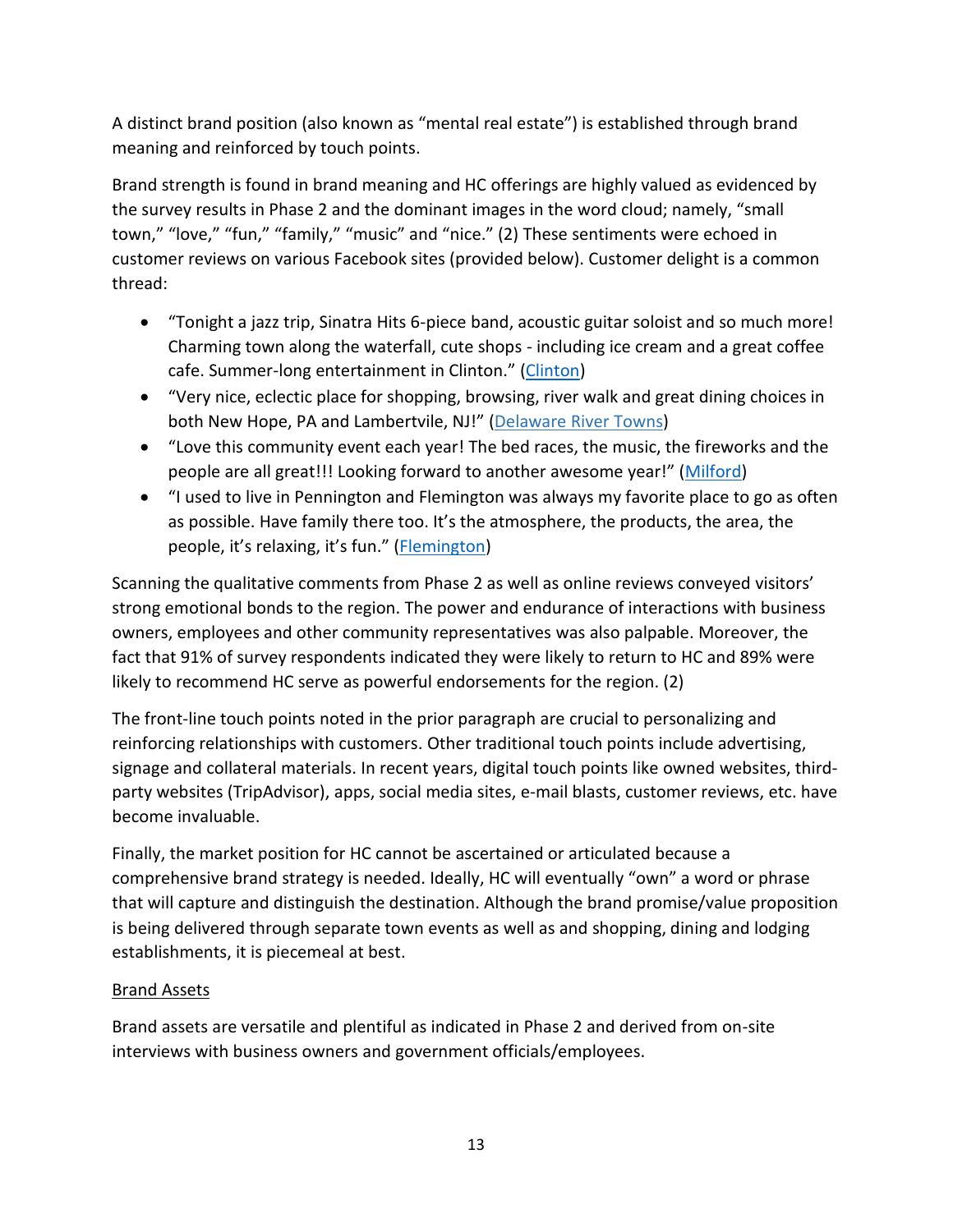A distinct brand position (also known as “mental real estate”) is established through brand meaning and reinforced by touch points.

Brand strength is found in brand meaning and HC offerings are highly valued as evidenced by the survey results in Phase 2 and the dominant images in the word cloud; namely, “small town,” “love,” “fun,” “family,” “music” and “nice.” (2) These sentiments were echoed in customer reviews on various Facebook sites (provided below). Customer delight is a common thread:

- “Tonight a jazz trip, Sinatra Hits 6-piece band, acoustic guitar soloist and so much more! Charming town along the waterfall, cute shops - including ice cream and a great coffee cafe. Summer-long entertainment in Clinton.” (Clinton)
- “Very nice, eclectic place for shopping, browsing, river walk and great dining choices in both New Hope, PA and Lambertvile, NJ!” (Delaware River Towns)
- “Love this community event each year! The bed races, the music, the fireworks and the people are all great!!! Looking forward to another awesome year!” (Milford)
- “I used to live in Pennington and Flemington was always my favorite place to go as often as possible. Have family there too. It’s the atmosphere, the products, the area, the people, it’s relaxing, it’s fun.” (Flemington)

Scanning the qualitative comments from Phase 2 as well as online reviews conveyed visitors’ strong emotional bonds to the region. The power and endurance of interactions with business owners, employees and other community representatives was also palpable. Moreover, the fact that 91% of survey respondents indicated they were likely to return to HC and 89% were likely to recommend HC serve as powerful endorsements for the region. (2)

The front-line touch points noted in the prior paragraph are crucial to personalizing and reinforcing relationships with customers. Other traditional touch points include advertising, signage and collateral materials. In recent years, digital touch points like owned websites, third-party websites (TripAdvisor), apps, social media sites, e-mail blasts, customer reviews, etc. have become invaluable.

Finally, the market position for HC cannot be ascertained or articulated because a comprehensive brand strategy is needed. Ideally, HC will eventually “own” a word or phrase that will capture and distinguish the destination. Although the brand promise/value proposition is being delivered through separate town events as well as and shopping, dining and lodging establishments, it is piecemeal at best.

Brand Assets

Brand assets are versatile and plentiful as indicated in Phase 2 and derived from on-site interviews with business owners and government officials/employees.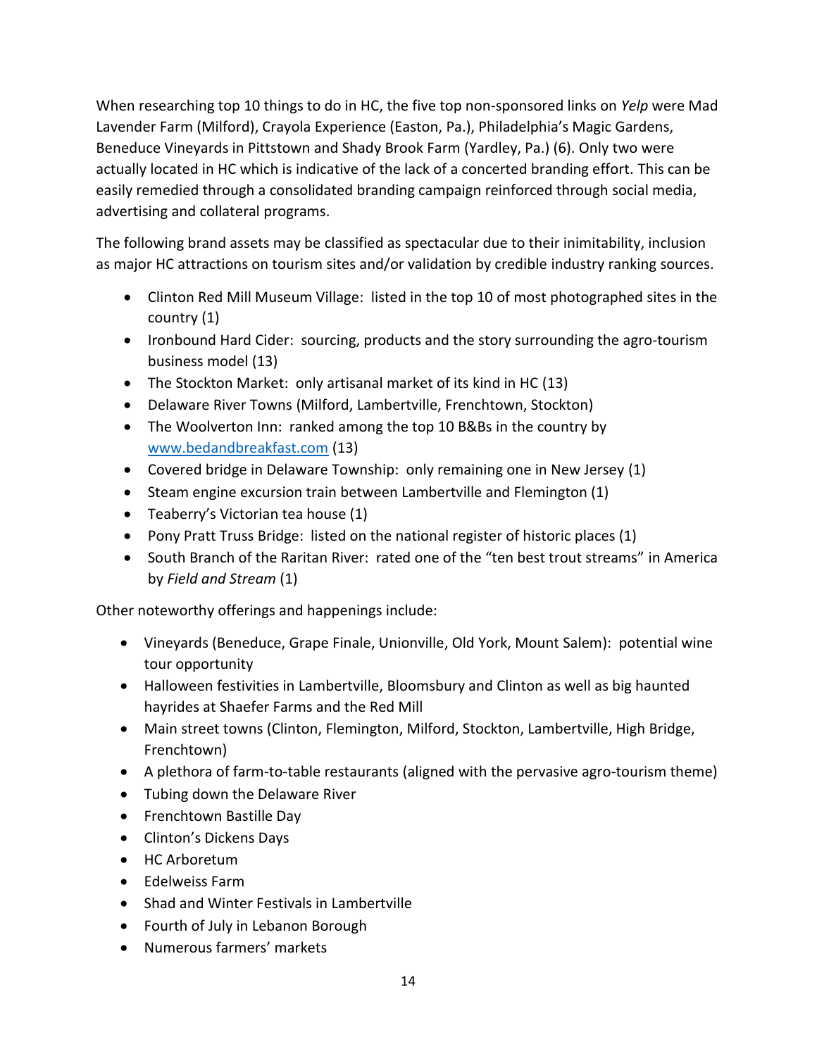When researching top 10 things to do in HC, the five top non-sponsored links on *Yelp* were Mad Lavender Farm (Milford), Crayola Experience (Easton, Pa.), Philadelphia's Magic Gardens, Beneduce Vineyards in Pittstown and Shady Brook Farm (Yardley, Pa.) (6). Only two were actually located in HC which is indicative of the lack of a concerted branding effort. This can be easily remedied through a consolidated branding campaign reinforced through social media, advertising and collateral programs.

The following brand assets may be classified as spectacular due to their inimitability, inclusion as major HC attractions on tourism sites and/or validation by credible industry ranking sources.

- Clinton Red Mill Museum Village: listed in the top 10 of most photographed sites in the country (1)
- Ironbound Hard Cider: sourcing, products and the story surrounding the agro-tourism business model (13)
- The Stockton Market: only artisanal market of its kind in HC (13)
- Delaware River Towns (Milford, Lambertville, Frenchtown, Stockton)
- The Woolverton Inn: ranked among the top 10 B&Bs in the country by www.bedandbreakfast.com (13)
- Covered bridge in Delaware Township: only remaining one in New Jersey (1)
- Steam engine excursion train between Lambertville and Flemington (1)
- Teaberry's Victorian tea house (1)
- Pony Pratt Truss Bridge: listed on the national register of historic places (1)
- South Branch of the Raritan River: rated one of the "ten best trout streams" in America by *Field and Stream* (1)

Other noteworthy offerings and happenings include:

- Vineyards (Beneduce, Grape Finale, Unionville, Old York, Mount Salem): potential wine tour opportunity
- Halloween festivities in Lambertville, Bloomsbury and Clinton as well as big haunted hayrides at Shaefer Farms and the Red Mill
- Main street towns (Clinton, Flemington, Milford, Stockton, Lambertville, High Bridge, Frenchtown)
- A plethora of farm-to-table restaurants (aligned with the pervasive agro-tourism theme)
- Tubing down the Delaware River
- Frenchtown Bastille Day
- Clinton's Dickens Days
- HC Arboretum
- Edelweiss Farm
- Shad and Winter Festivals in Lambertville
- Fourth of July in Lebanon Borough
- Numerous farmers' markets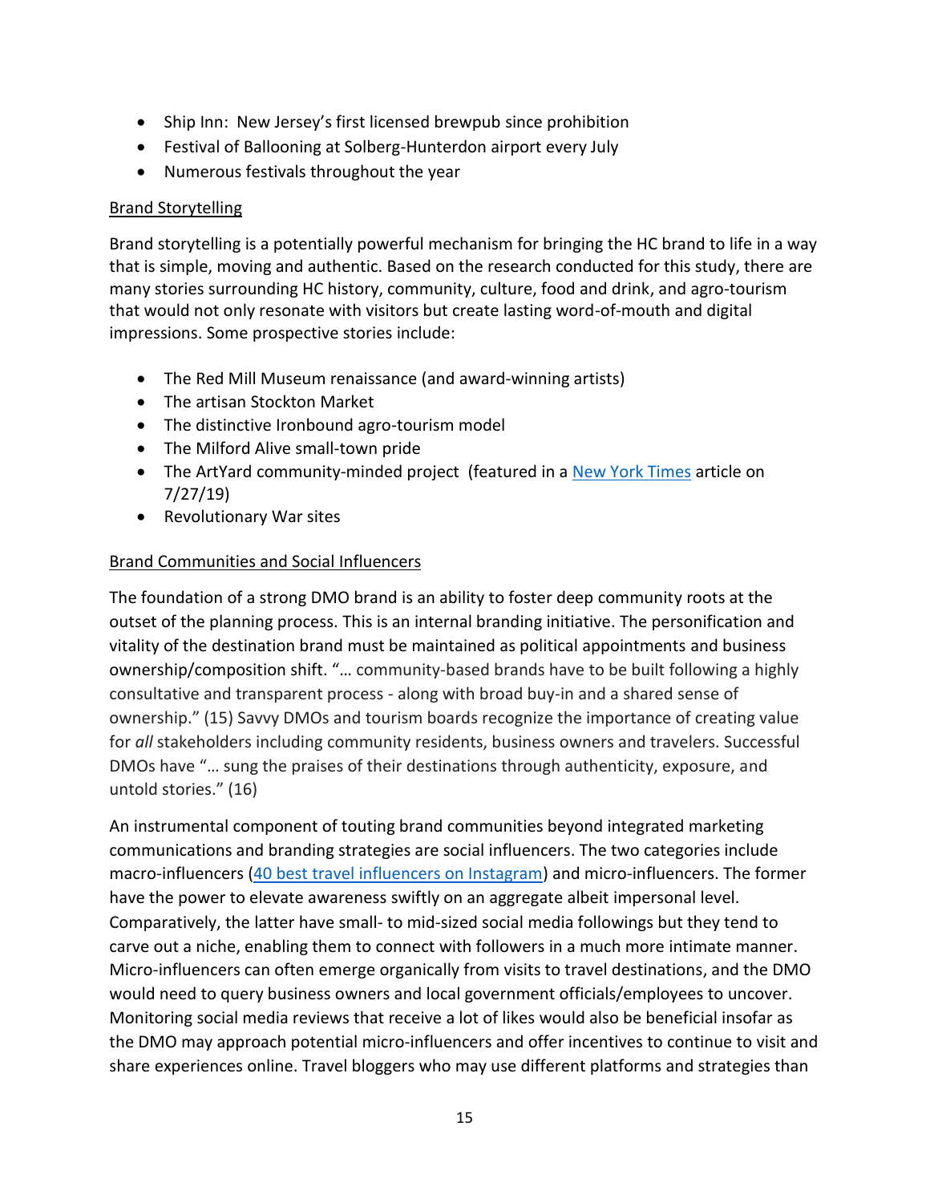- Ship Inn: New Jersey's first licensed brewpub since prohibition
- Festival of Ballooning at Solberg-Hunterdon airport every July
- Numerous festivals throughout the year

<u>Brand Storytelling</u>

Brand storytelling is a potentially powerful mechanism for bringing the HC brand to life in a way that is simple, moving and authentic. Based on the research conducted for this study, there are many stories surrounding HC history, community, culture, food and drink, and agro-tourism that would not only resonate with visitors but create lasting word-of-mouth and digital impressions. Some prospective stories include:

- The Red Mill Museum renaissance (and award-winning artists)
- The artisan Stockton Market
- The distinctive Ironbound agro-tourism model
- The Milford Alive small-town pride
- The ArtYard community-minded project (featured in a New York Times article on 7/27/19)
- Revolutionary War sites

<u>Brand Communities and Social Influencers</u>

The foundation of a strong DMO brand is an ability to foster deep community roots at the outset of the planning process. This is an internal branding initiative. The personification and vitality of the destination brand must be maintained as political appointments and business ownership/composition shift. "… community-based brands have to be built following a highly consultative and transparent process - along with broad buy-in and a shared sense of ownership." (15) Savvy DMOs and tourism boards recognize the importance of creating value for *all* stakeholders including community residents, business owners and travelers. Successful DMOs have "… sung the praises of their destinations through authenticity, exposure, and untold stories." (16)

An instrumental component of touting brand communities beyond integrated marketing communications and branding strategies are social influencers. The two categories include macro-influencers (40 best travel influencers on Instagram) and micro-influencers. The former have the power to elevate awareness swiftly on an aggregate albeit impersonal level. Comparatively, the latter have small- to mid-sized social media followings but they tend to carve out a niche, enabling them to connect with followers in a much more intimate manner. Micro-influencers can often emerge organically from visits to travel destinations, and the DMO would need to query business owners and local government officials/employees to uncover. Monitoring social media reviews that receive a lot of likes would also be beneficial insofar as the DMO may approach potential micro-influencers and offer incentives to continue to visit and share experiences online. Travel bloggers who may use different platforms and strategies than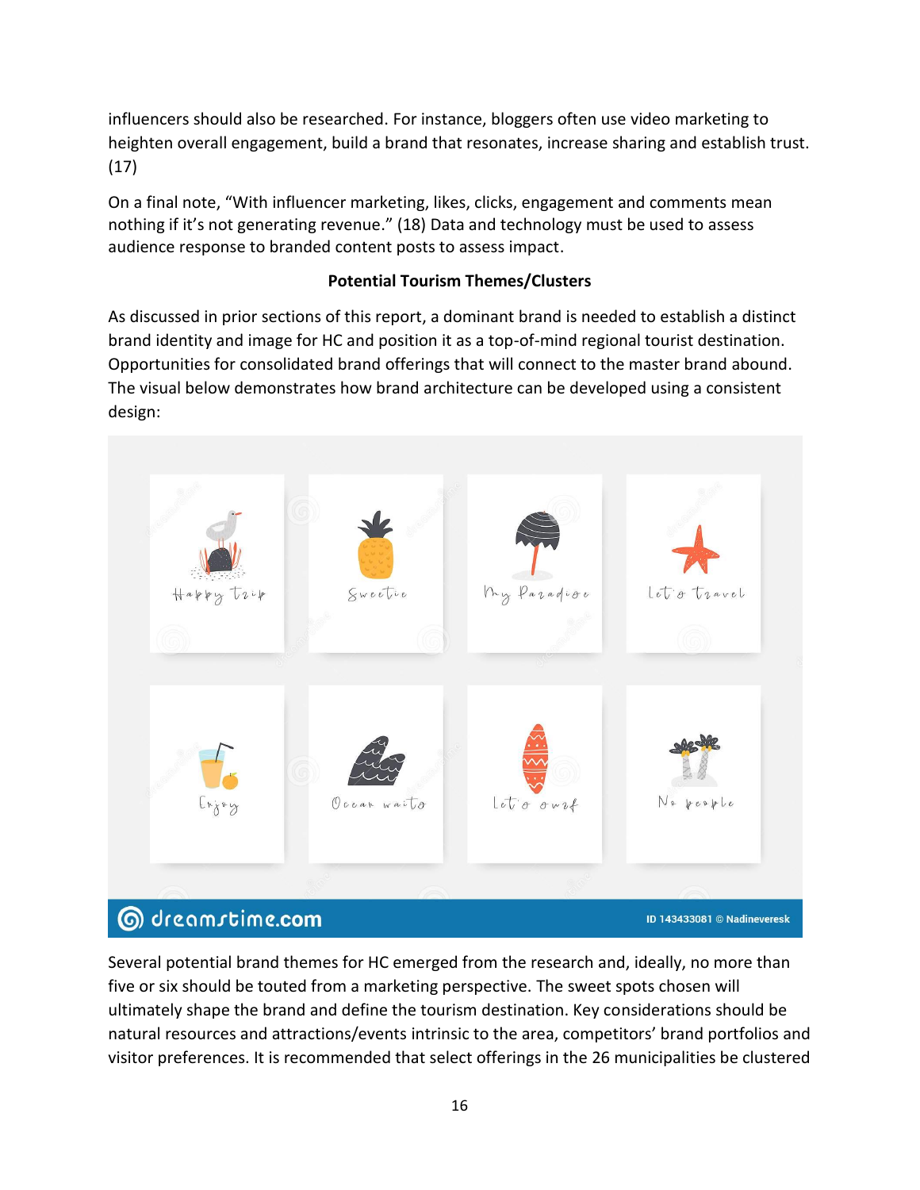influencers should also be researched. For instance, bloggers often use video marketing to heighten overall engagement, build a brand that resonates, increase sharing and establish trust. (17)

On a final note, "With influencer marketing, likes, clicks, engagement and comments mean nothing if it's not generating revenue." (18) Data and technology must be used to assess audience response to branded content posts to assess impact.

**Potential Tourism Themes/Clusters**

As discussed in prior sections of this report, a dominant brand is needed to establish a distinct brand identity and image for HC and position it as a top-of-mind regional tourist destination. Opportunities for consolidated brand offerings that will connect to the master brand abound. The visual below demonstrates how brand architecture can be developed using a consistent design:

Several potential brand themes for HC emerged from the research and, ideally, no more than five or six should be touted from a marketing perspective. The sweet spots chosen will ultimately shape the brand and define the tourism destination. Key considerations should be natural resources and attractions/events intrinsic to the area, competitors' brand portfolios and visitor preferences. It is recommended that select offerings in the 26 municipalities be clustered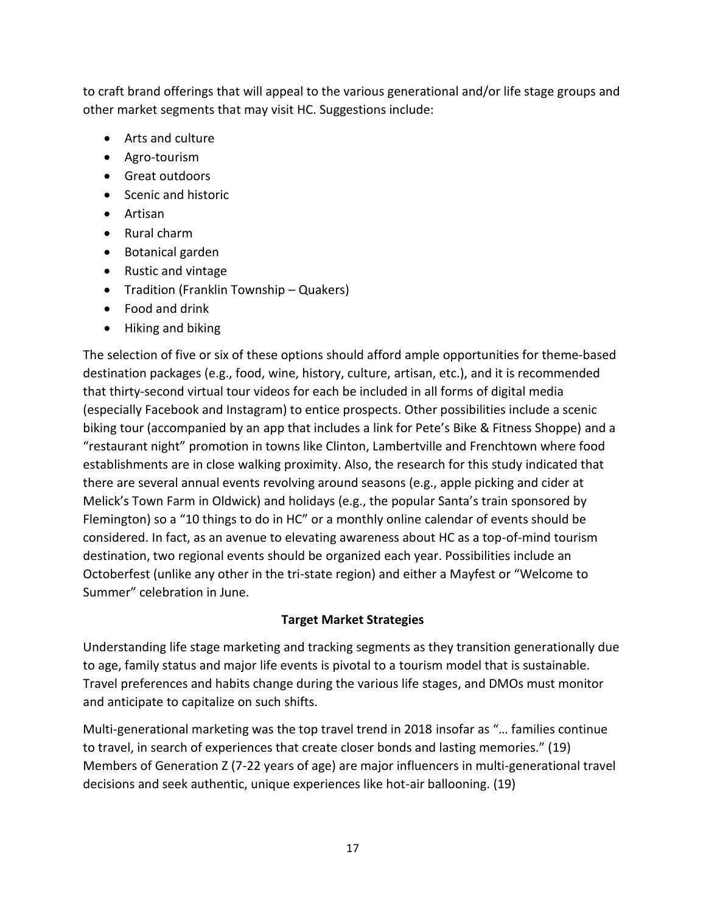to craft brand offerings that will appeal to the various generational and/or life stage groups and other market segments that may visit HC. Suggestions include:

- Arts and culture
- Agro-tourism
- Great outdoors
- Scenic and historic
- Artisan
- Rural charm
- Botanical garden
- Rustic and vintage
- Tradition (Franklin Township – Quakers)
- Food and drink
- Hiking and biking

The selection of five or six of these options should afford ample opportunities for theme-based destination packages (e.g., food, wine, history, culture, artisan, etc.), and it is recommended that thirty-second virtual tour videos for each be included in all forms of digital media (especially Facebook and Instagram) to entice prospects. Other possibilities include a scenic biking tour (accompanied by an app that includes a link for Pete's Bike & Fitness Shoppe) and a "restaurant night" promotion in towns like Clinton, Lambertville and Frenchtown where food establishments are in close walking proximity. Also, the research for this study indicated that there are several annual events revolving around seasons (e.g., apple picking and cider at Melick's Town Farm in Oldwick) and holidays (e.g., the popular Santa's train sponsored by Flemington) so a "10 things to do in HC" or a monthly online calendar of events should be considered. In fact, as an avenue to elevating awareness about HC as a top-of-mind tourism destination, two regional events should be organized each year. Possibilities include an Octoberfest (unlike any other in the tri-state region) and either a Mayfest or "Welcome to Summer" celebration in June.

### Target Market Strategies

Understanding life stage marketing and tracking segments as they transition generationally due to age, family status and major life events is pivotal to a tourism model that is sustainable. Travel preferences and habits change during the various life stages, and DMOs must monitor and anticipate to capitalize on such shifts.

Multi-generational marketing was the top travel trend in 2018 insofar as "… families continue to travel, in search of experiences that create closer bonds and lasting memories." (19) Members of Generation Z (7-22 years of age) are major influencers in multi-generational travel decisions and seek authentic, unique experiences like hot-air ballooning. (19)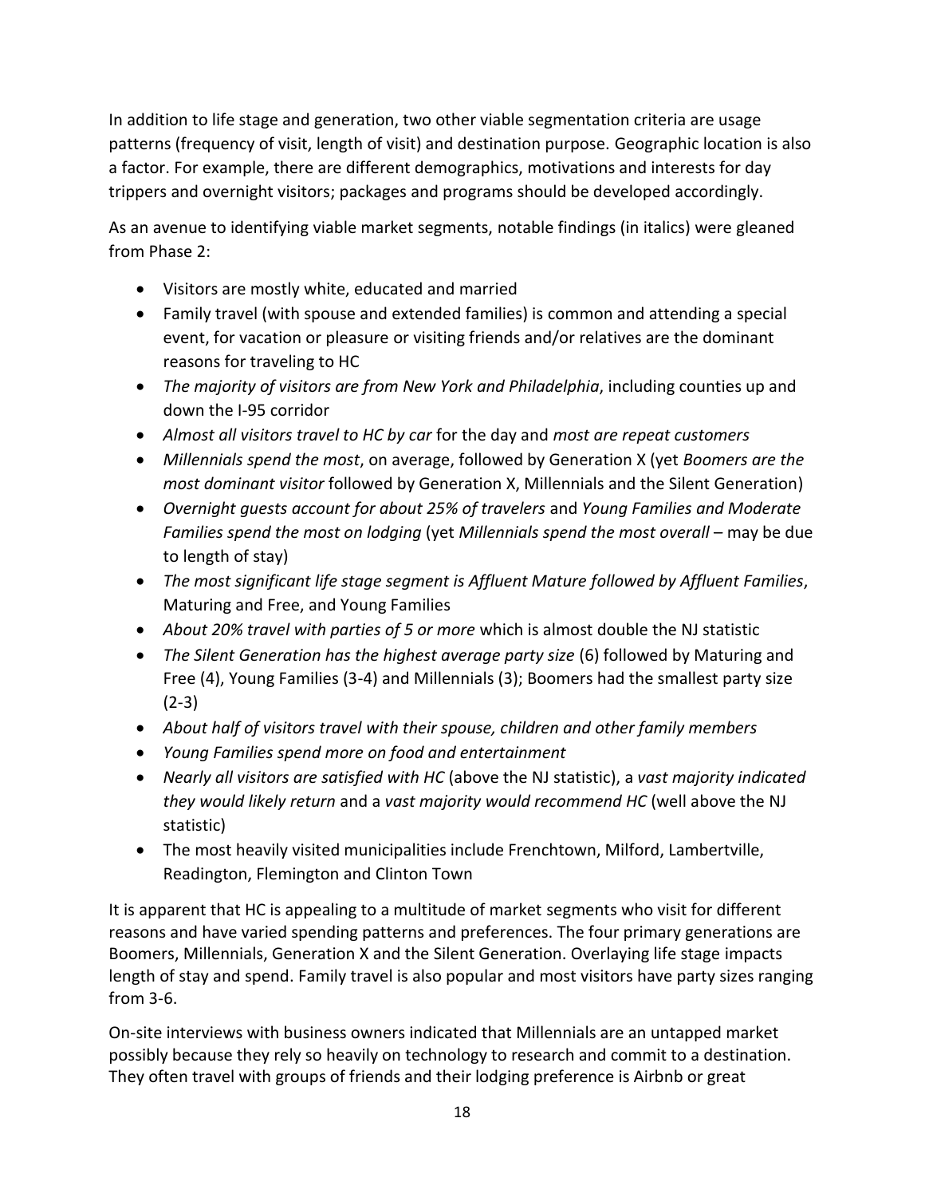In addition to life stage and generation, two other viable segmentation criteria are usage patterns (frequency of visit, length of visit) and destination purpose. Geographic location is also a factor. For example, there are different demographics, motivations and interests for day trippers and overnight visitors; packages and programs should be developed accordingly.

As an avenue to identifying viable market segments, notable findings (in italics) were gleaned from Phase 2:

- Visitors are mostly white, educated and married
- Family travel (with spouse and extended families) is common and attending a special event, for vacation or pleasure or visiting friends and/or relatives are the dominant reasons for traveling to HC
- *The majority of visitors are from New York and Philadelphia*, including counties up and down the I-95 corridor
- *Almost all visitors travel to HC by car* for the day and *most are repeat customers*
- *Millennials spend the most*, on average, followed by Generation X (yet *Boomers are the most dominant visitor* followed by Generation X, Millennials and the Silent Generation)
- *Overnight guests account for about 25% of travelers* and *Young Families and Moderate Families spend the most on lodging* (yet *Millennials spend the most overall* – may be due to length of stay)
- *The most significant life stage segment is Affluent Mature followed by Affluent Families*, Maturing and Free, and Young Families
- *About 20% travel with parties of 5 or more* which is almost double the NJ statistic
- *The Silent Generation has the highest average party size* (6) followed by Maturing and Free (4), Young Families (3-4) and Millennials (3); Boomers had the smallest party size (2-3)
- *About half of visitors travel with their spouse, children and other family members*
- *Young Families spend more on food and entertainment*
- *Nearly all visitors are satisfied with HC* (above the NJ statistic), a *vast majority indicated they would likely return* and a *vast majority would recommend HC* (well above the NJ statistic)
- The most heavily visited municipalities include Frenchtown, Milford, Lambertville, Readington, Flemington and Clinton Town

It is apparent that HC is appealing to a multitude of market segments who visit for different reasons and have varied spending patterns and preferences. The four primary generations are Boomers, Millennials, Generation X and the Silent Generation. Overlaying life stage impacts length of stay and spend. Family travel is also popular and most visitors have party sizes ranging from 3-6.

On-site interviews with business owners indicated that Millennials are an untapped market possibly because they rely so heavily on technology to research and commit to a destination. They often travel with groups of friends and their lodging preference is Airbnb or great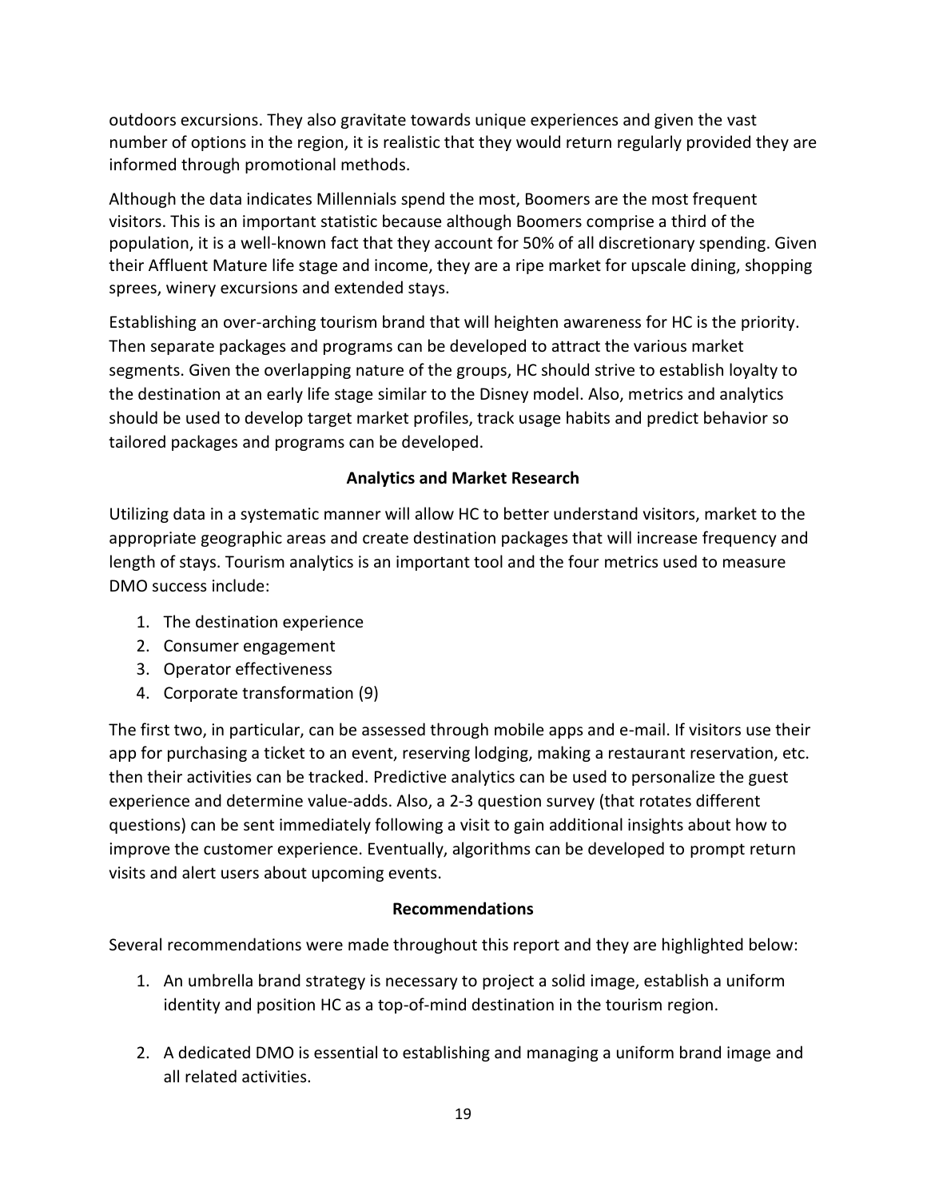outdoors excursions. They also gravitate towards unique experiences and given the vast number of options in the region, it is realistic that they would return regularly provided they are informed through promotional methods.

Although the data indicates Millennials spend the most, Boomers are the most frequent visitors. This is an important statistic because although Boomers comprise a third of the population, it is a well-known fact that they account for 50% of all discretionary spending. Given their Affluent Mature life stage and income, they are a ripe market for upscale dining, shopping sprees, winery excursions and extended stays.

Establishing an over-arching tourism brand that will heighten awareness for HC is the priority. Then separate packages and programs can be developed to attract the various market segments. Given the overlapping nature of the groups, HC should strive to establish loyalty to the destination at an early life stage similar to the Disney model. Also, metrics and analytics should be used to develop target market profiles, track usage habits and predict behavior so tailored packages and programs can be developed.

## Analytics and Market Research

Utilizing data in a systematic manner will allow HC to better understand visitors, market to the appropriate geographic areas and create destination packages that will increase frequency and length of stays. Tourism analytics is an important tool and the four metrics used to measure DMO success include:

1. The destination experience
2. Consumer engagement
3. Operator effectiveness
4. Corporate transformation (9)

The first two, in particular, can be assessed through mobile apps and e-mail. If visitors use their app for purchasing a ticket to an event, reserving lodging, making a restaurant reservation, etc. then their activities can be tracked. Predictive analytics can be used to personalize the guest experience and determine value-adds. Also, a 2-3 question survey (that rotates different questions) can be sent immediately following a visit to gain additional insights about how to improve the customer experience. Eventually, algorithms can be developed to prompt return visits and alert users about upcoming events.

## Recommendations

Several recommendations were made throughout this report and they are highlighted below:

1. An umbrella brand strategy is necessary to project a solid image, establish a uniform identity and position HC as a top-of-mind destination in the tourism region.

2. A dedicated DMO is essential to establishing and managing a uniform brand image and all related activities.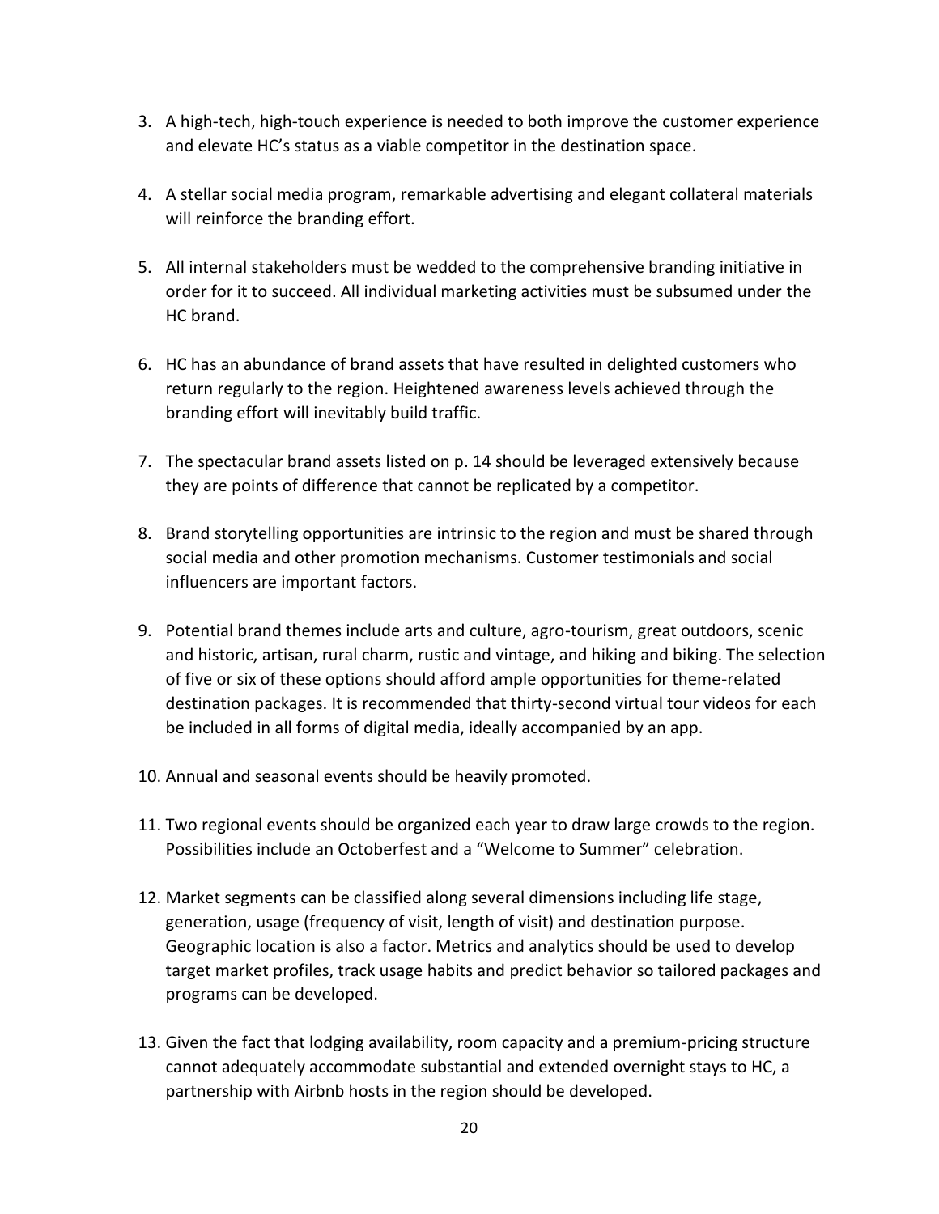3. A high-tech, high-touch experience is needed to both improve the customer experience and elevate HC's status as a viable competitor in the destination space.

4. A stellar social media program, remarkable advertising and elegant collateral materials will reinforce the branding effort.

5. All internal stakeholders must be wedded to the comprehensive branding initiative in order for it to succeed. All individual marketing activities must be subsumed under the HC brand.

6. HC has an abundance of brand assets that have resulted in delighted customers who return regularly to the region. Heightened awareness levels achieved through the branding effort will inevitably build traffic.

7. The spectacular brand assets listed on p. 14 should be leveraged extensively because they are points of difference that cannot be replicated by a competitor.

8. Brand storytelling opportunities are intrinsic to the region and must be shared through social media and other promotion mechanisms. Customer testimonials and social influencers are important factors.

9. Potential brand themes include arts and culture, agro-tourism, great outdoors, scenic and historic, artisan, rural charm, rustic and vintage, and hiking and biking. The selection of five or six of these options should afford ample opportunities for theme-related destination packages. It is recommended that thirty-second virtual tour videos for each be included in all forms of digital media, ideally accompanied by an app.

10. Annual and seasonal events should be heavily promoted.

11. Two regional events should be organized each year to draw large crowds to the region. Possibilities include an Octoberfest and a "Welcome to Summer" celebration.

12. Market segments can be classified along several dimensions including life stage, generation, usage (frequency of visit, length of visit) and destination purpose. Geographic location is also a factor. Metrics and analytics should be used to develop target market profiles, track usage habits and predict behavior so tailored packages and programs can be developed.

13. Given the fact that lodging availability, room capacity and a premium-pricing structure cannot adequately accommodate substantial and extended overnight stays to HC, a partnership with Airbnb hosts in the region should be developed.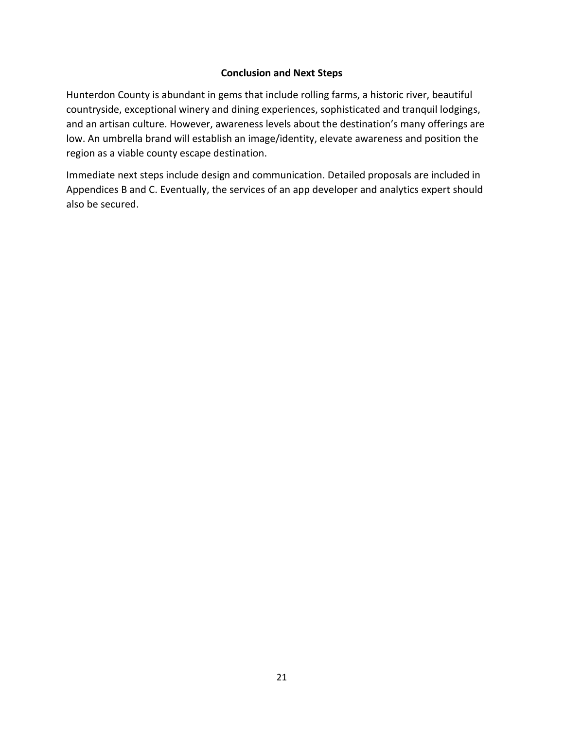## Conclusion and Next Steps

Hunterdon County is abundant in gems that include rolling farms, a historic river, beautiful countryside, exceptional winery and dining experiences, sophisticated and tranquil lodgings, and an artisan culture. However, awareness levels about the destination's many offerings are low. An umbrella brand will establish an image/identity, elevate awareness and position the region as a viable county escape destination.

Immediate next steps include design and communication. Detailed proposals are included in Appendices B and C. Eventually, the services of an app developer and analytics expert should also be secured.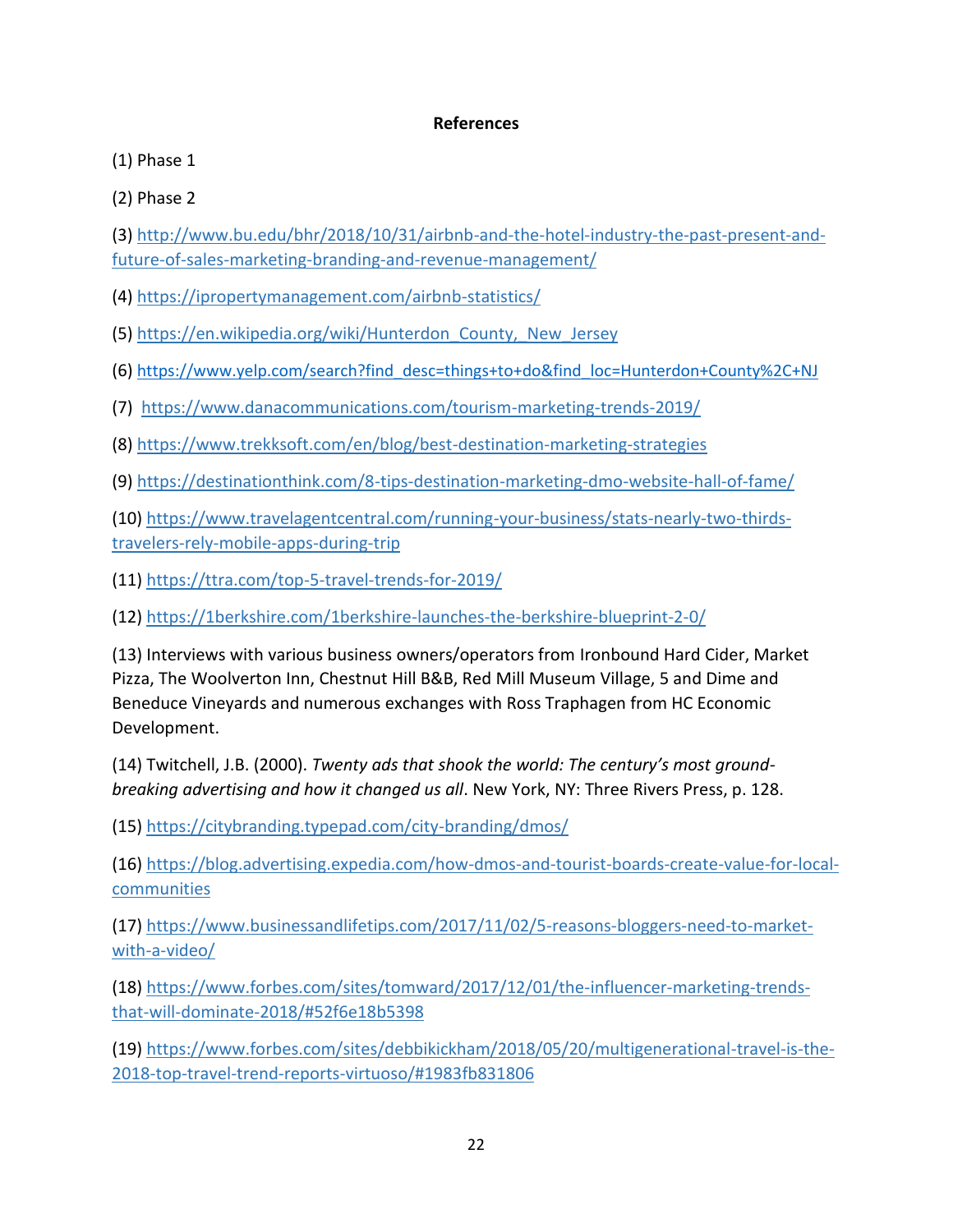**References**

(1) Phase 1

(2) Phase 2

(3) http://www.bu.edu/bhr/2018/10/31/airbnb-and-the-hotel-industry-the-past-present-and-future-of-sales-marketing-branding-and-revenue-management/

(4) https://ipropertymanagement.com/airbnb-statistics/

(5) https://en.wikipedia.org/wiki/Hunterdon_County,_New_Jersey

(6) https://www.yelp.com/search?find_desc=things+to+do&find_loc=Hunterdon+County%2C+NJ

(7) https://www.danacommunications.com/tourism-marketing-trends-2019/

(8) https://www.trekksoft.com/en/blog/best-destination-marketing-strategies

(9) https://destinationthink.com/8-tips-destination-marketing-dmo-website-hall-of-fame/

(10) https://www.travelagentcentral.com/running-your-business/stats-nearly-two-thirds-travelers-rely-mobile-apps-during-trip

(11) https://ttra.com/top-5-travel-trends-for-2019/

(12) https://1berkshire.com/1berkshire-launches-the-berkshire-blueprint-2-0/

(13) Interviews with various business owners/operators from Ironbound Hard Cider, Market Pizza, The Woolverton Inn, Chestnut Hill B&B, Red Mill Museum Village, 5 and Dime and Beneduce Vineyards and numerous exchanges with Ross Traphagen from HC Economic Development.

(14) Twitchell, J.B. (2000). *Twenty ads that shook the world: The century's most ground-breaking advertising and how it changed us all*. New York, NY: Three Rivers Press, p. 128.

(15) https://citybranding.typepad.com/city-branding/dmos/

(16) https://blog.advertising.expedia.com/how-dmos-and-tourist-boards-create-value-for-local-communities

(17) https://www.businessandlifetips.com/2017/11/02/5-reasons-bloggers-need-to-market-with-a-video/

(18) https://www.forbes.com/sites/tomward/2017/12/01/the-influencer-marketing-trends-that-will-dominate-2018/#52f6e18b5398

(19) https://www.forbes.com/sites/debbikickham/2018/05/20/multigenerational-travel-is-the-2018-top-travel-trend-reports-virtuoso/#1983fb831806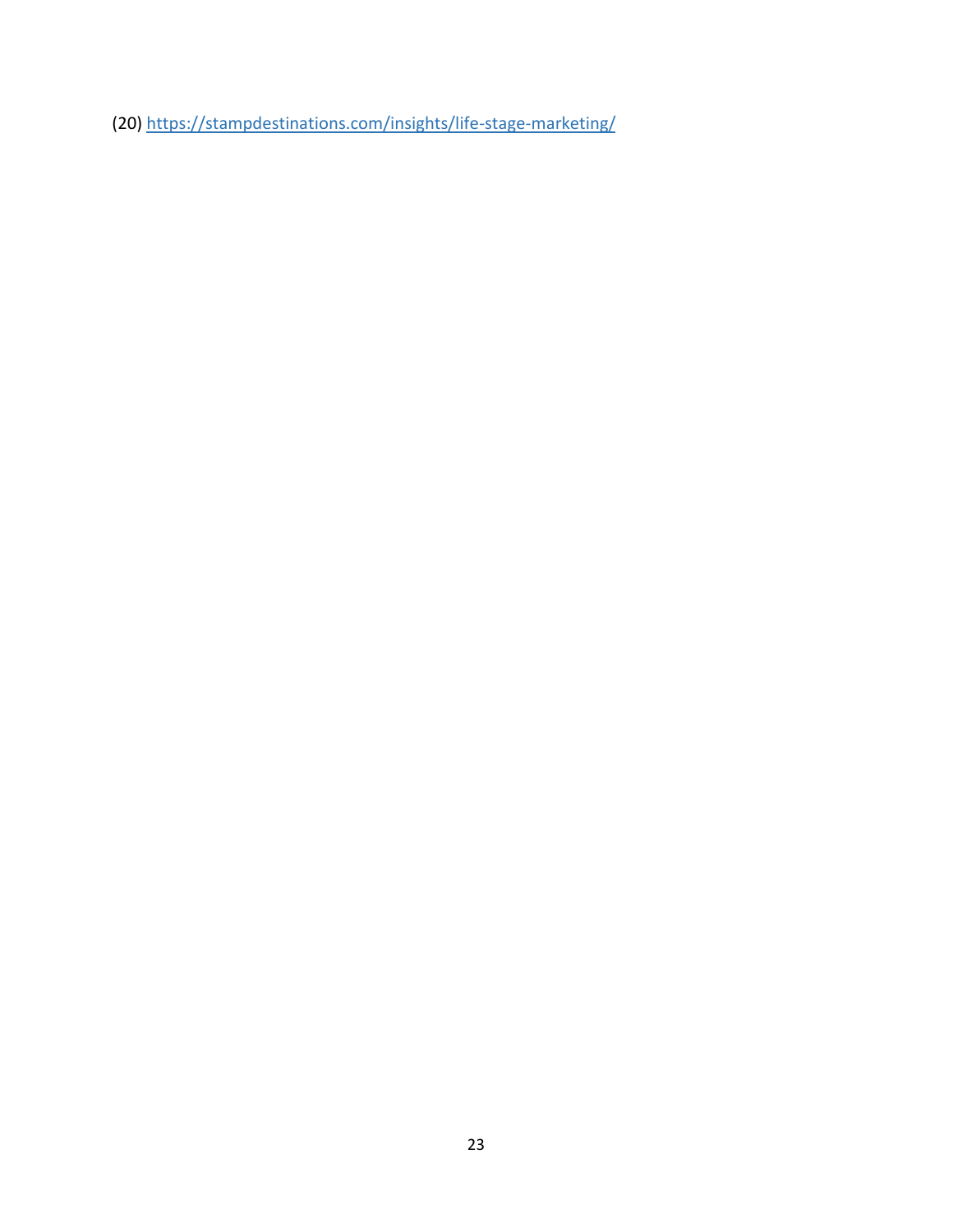(20) https://stampdestinations.com/insights/life-stage-marketing/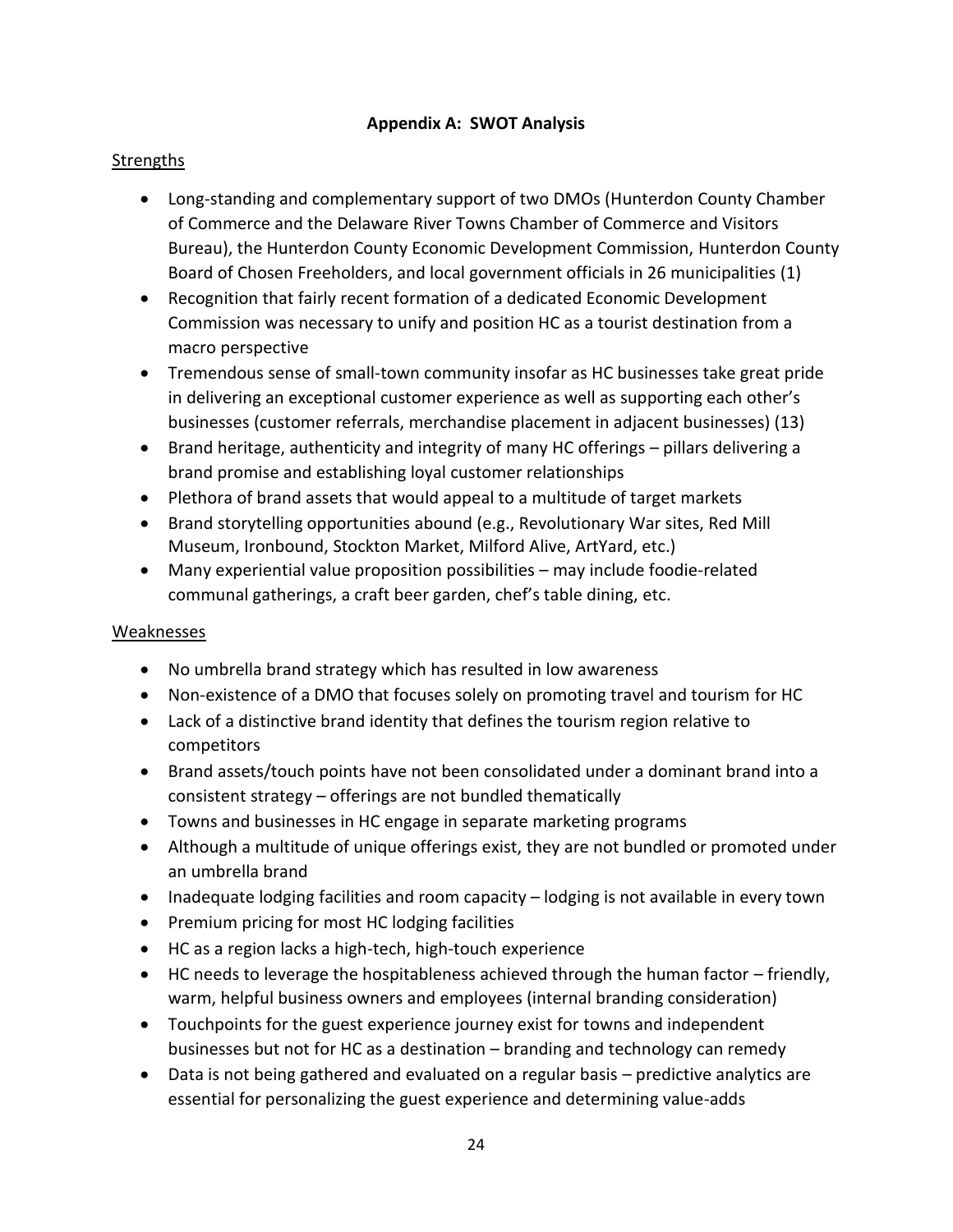## Appendix A: SWOT Analysis

Strengths

- Long-standing and complementary support of two DMOs (Hunterdon County Chamber of Commerce and the Delaware River Towns Chamber of Commerce and Visitors Bureau), the Hunterdon County Economic Development Commission, Hunterdon County Board of Chosen Freeholders, and local government officials in 26 municipalities (1)
- Recognition that fairly recent formation of a dedicated Economic Development Commission was necessary to unify and position HC as a tourist destination from a macro perspective
- Tremendous sense of small-town community insofar as HC businesses take great pride in delivering an exceptional customer experience as well as supporting each other's businesses (customer referrals, merchandise placement in adjacent businesses) (13)
- Brand heritage, authenticity and integrity of many HC offerings – pillars delivering a brand promise and establishing loyal customer relationships
- Plethora of brand assets that would appeal to a multitude of target markets
- Brand storytelling opportunities abound (e.g., Revolutionary War sites, Red Mill Museum, Ironbound, Stockton Market, Milford Alive, ArtYard, etc.)
- Many experiential value proposition possibilities – may include foodie-related communal gatherings, a craft beer garden, chef's table dining, etc.

Weaknesses

- No umbrella brand strategy which has resulted in low awareness
- Non-existence of a DMO that focuses solely on promoting travel and tourism for HC
- Lack of a distinctive brand identity that defines the tourism region relative to competitors
- Brand assets/touch points have not been consolidated under a dominant brand into a consistent strategy – offerings are not bundled thematically
- Towns and businesses in HC engage in separate marketing programs
- Although a multitude of unique offerings exist, they are not bundled or promoted under an umbrella brand
- Inadequate lodging facilities and room capacity – lodging is not available in every town
- Premium pricing for most HC lodging facilities
- HC as a region lacks a high-tech, high-touch experience
- HC needs to leverage the hospitableness achieved through the human factor – friendly, warm, helpful business owners and employees (internal branding consideration)
- Touchpoints for the guest experience journey exist for towns and independent businesses but not for HC as a destination – branding and technology can remedy
- Data is not being gathered and evaluated on a regular basis – predictive analytics are essential for personalizing the guest experience and determining value-adds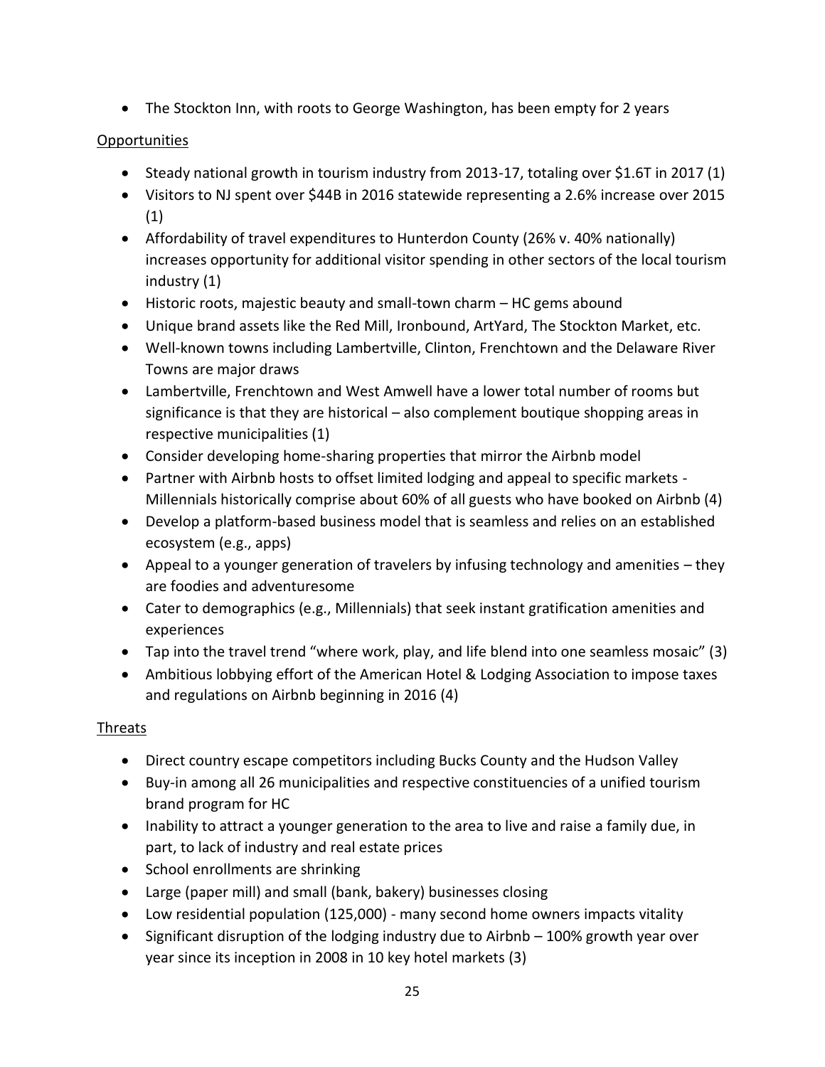- The Stockton Inn, with roots to George Washington, has been empty for 2 years

Opportunities

- Steady national growth in tourism industry from 2013-17, totaling over $1.6T in 2017 (1)
- Visitors to NJ spent over $44B in 2016 statewide representing a 2.6% increase over 2015 (1)
- Affordability of travel expenditures to Hunterdon County (26% v. 40% nationally) increases opportunity for additional visitor spending in other sectors of the local tourism industry (1)
- Historic roots, majestic beauty and small-town charm – HC gems abound
- Unique brand assets like the Red Mill, Ironbound, ArtYard, The Stockton Market, etc.
- Well-known towns including Lambertville, Clinton, Frenchtown and the Delaware River Towns are major draws
- Lambertville, Frenchtown and West Amwell have a lower total number of rooms but significance is that they are historical – also complement boutique shopping areas in respective municipalities (1)
- Consider developing home-sharing properties that mirror the Airbnb model
- Partner with Airbnb hosts to offset limited lodging and appeal to specific markets - Millennials historically comprise about 60% of all guests who have booked on Airbnb (4)
- Develop a platform-based business model that is seamless and relies on an established ecosystem (e.g., apps)
- Appeal to a younger generation of travelers by infusing technology and amenities – they are foodies and adventuresome
- Cater to demographics (e.g., Millennials) that seek instant gratification amenities and experiences
- Tap into the travel trend "where work, play, and life blend into one seamless mosaic" (3)
- Ambitious lobbying effort of the American Hotel & Lodging Association to impose taxes and regulations on Airbnb beginning in 2016 (4)

Threats

- Direct country escape competitors including Bucks County and the Hudson Valley
- Buy-in among all 26 municipalities and respective constituencies of a unified tourism brand program for HC
- Inability to attract a younger generation to the area to live and raise a family due, in part, to lack of industry and real estate prices
- School enrollments are shrinking
- Large (paper mill) and small (bank, bakery) businesses closing
- Low residential population (125,000) - many second home owners impacts vitality
- Significant disruption of the lodging industry due to Airbnb – 100% growth year over year since its inception in 2008 in 10 key hotel markets (3)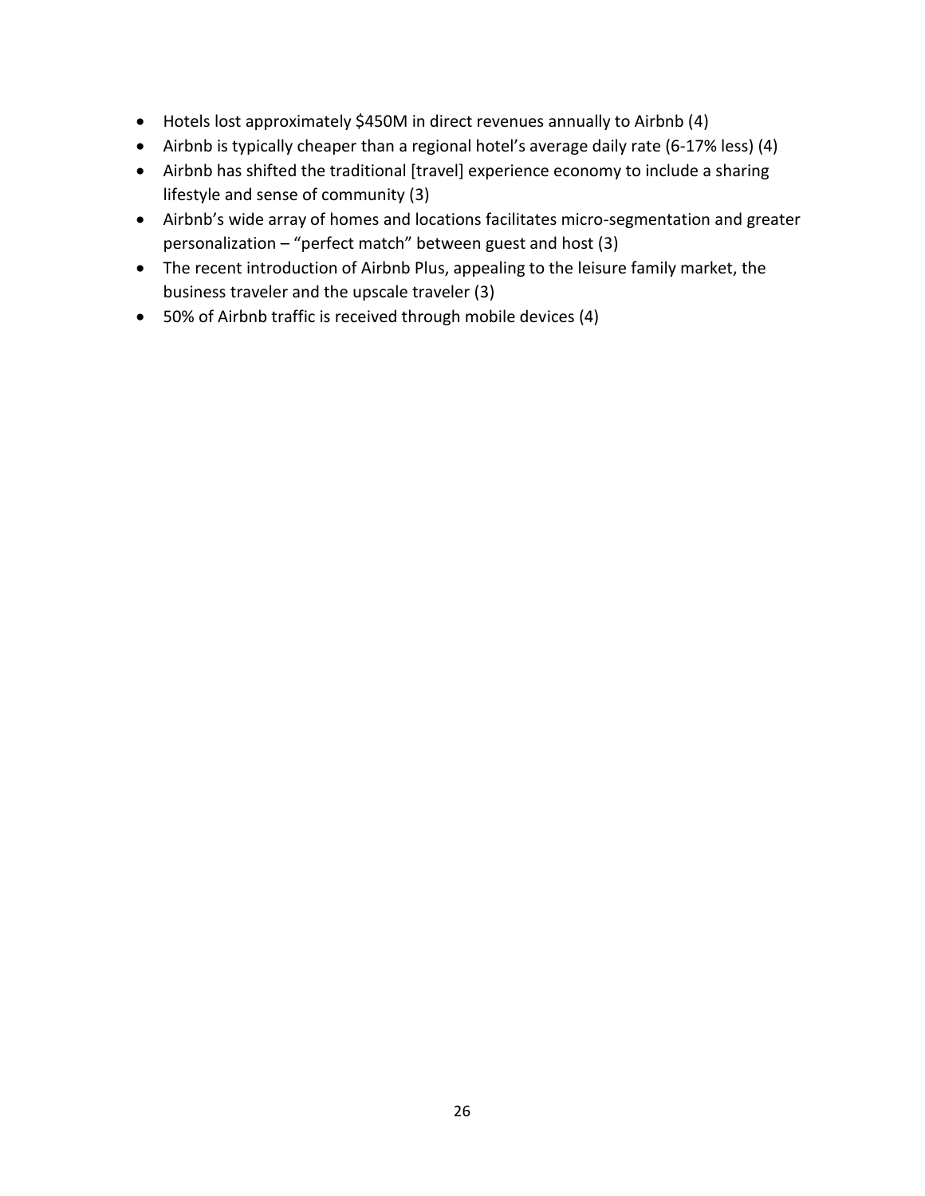- Hotels lost approximately $450M in direct revenues annually to Airbnb (4)
- Airbnb is typically cheaper than a regional hotel's average daily rate (6-17% less) (4)
- Airbnb has shifted the traditional [travel] experience economy to include a sharing lifestyle and sense of community (3)
- Airbnb's wide array of homes and locations facilitates micro-segmentation and greater personalization – "perfect match" between guest and host (3)
- The recent introduction of Airbnb Plus, appealing to the leisure family market, the business traveler and the upscale traveler (3)
- 50% of Airbnb traffic is received through mobile devices (4)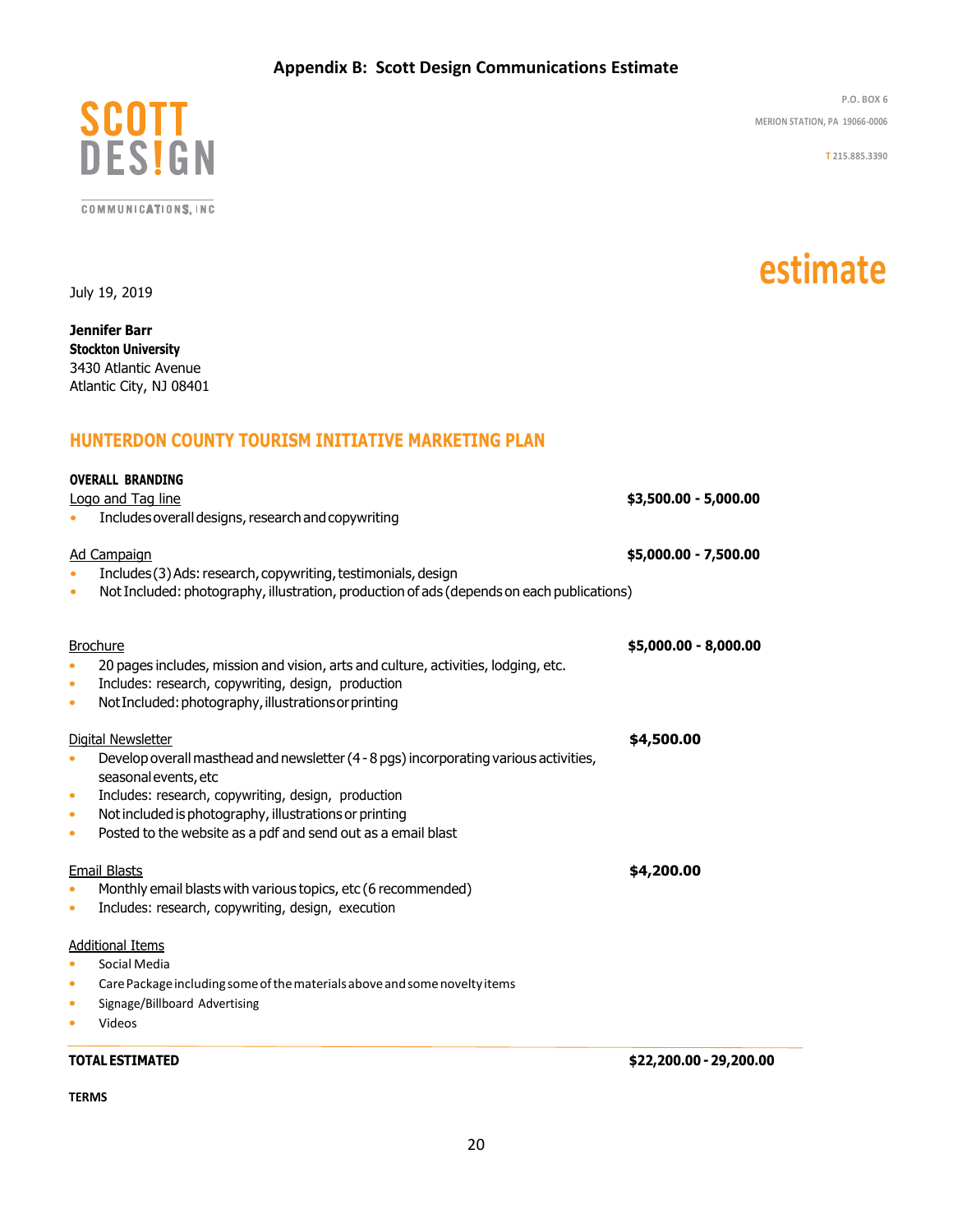## Appendix B: Scott Design Communications Estimate

**SCOTT DESIGN**
COMMUNICATIONS, INC

P.O. BOX 6
MERION STATION, PA 19066-0006
T 215.885.3390

# estimate

July 19, 2019

**Jennifer Barr**
**Stockton University**
3430 Atlantic Avenue
Atlantic City, NJ 08401

## HUNTERDON COUNTY TOURISM INITIATIVE MARKETING PLAN

**OVERALL BRANDING**

Logo and Tag line — **$3,500.00 - 5,000.00**
- Includes overall designs, research and copywriting

Ad Campaign — **$5,000.00 - 7,500.00**
- Includes (3) Ads: research, copywriting, testimonials, design
- Not Included: photography, illustration, production of ads (depends on each publications)

Brochure — **$5,000.00 - 8,000.00**
- 20 pages includes, mission and vision, arts and culture, activities, lodging, etc.
- Includes: research, copywriting, design, production
- Not Included: photography, illustrations or printing

Digital Newsletter — **$4,500.00**
- Develop overall masthead and newsletter (4 - 8 pgs) incorporating various activities, seasonal events, etc
- Includes: research, copywriting, design, production
- Not included is photography, illustrations or printing
- Posted to the website as a pdf and send out as a email blast

Email Blasts — **$4,200.00**
- Monthly email blasts with various topics, etc (6 recommended)
- Includes: research, copywriting, design, execution

Additional Items
- Social Media
- Care Package including some of the materials above and some novelty items
- Signage/Billboard Advertising
- Videos

**TOTAL ESTIMATED** — **$22,200.00 - 29,200.00**

**TERMS**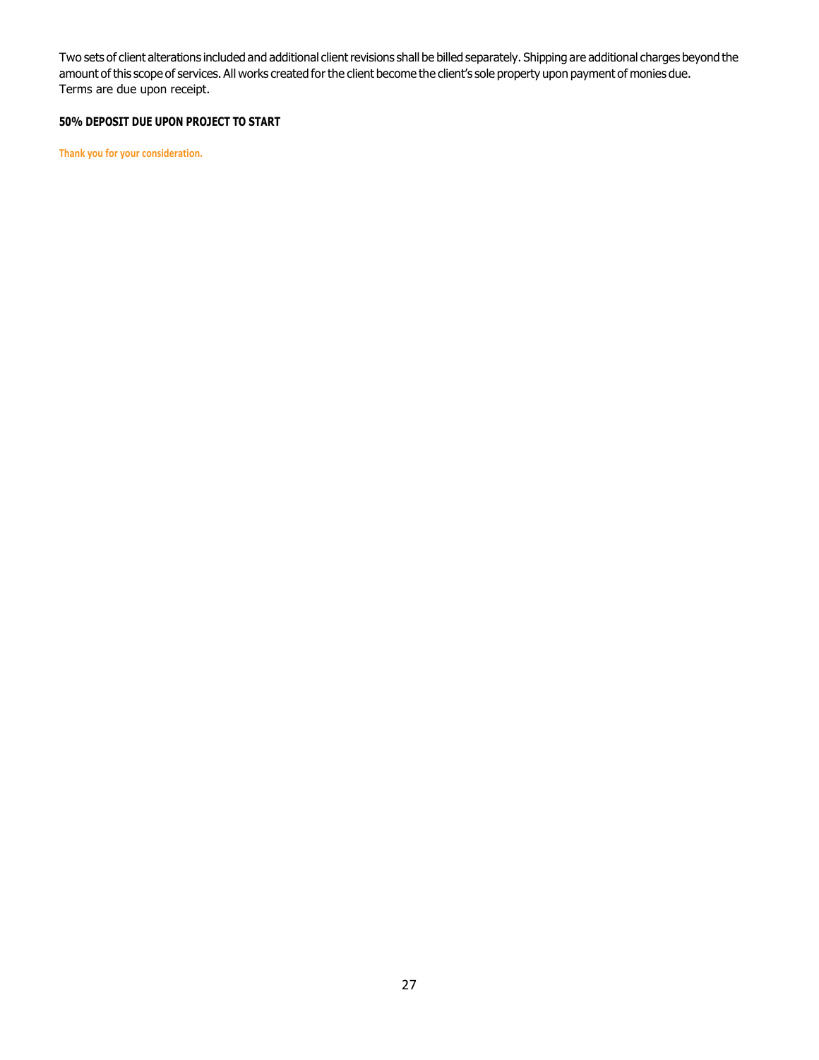Two sets of client alterations included and additional client revisions shall be billed separately. Shipping are additional charges beyond the amount of this scope of services. All works created for the client become the client's sole property upon payment of monies due.
Terms are due upon receipt.

**50% DEPOSIT DUE UPON PROJECT TO START**

**Thank you for your consideration.**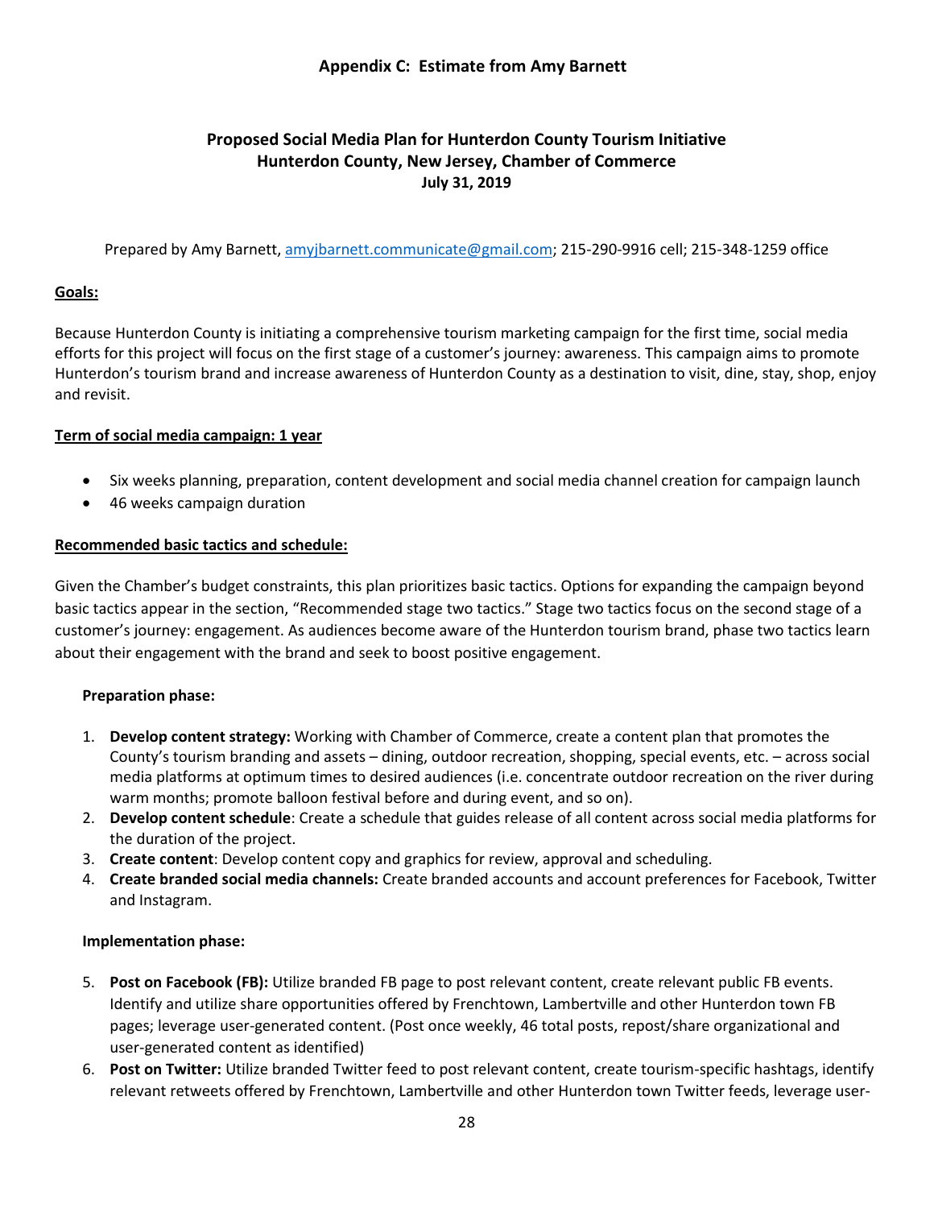## Appendix C: Estimate from Amy Barnett

### Proposed Social Media Plan for Hunterdon County Tourism Initiative
### Hunterdon County, New Jersey, Chamber of Commerce
**July 31, 2019**

Prepared by Amy Barnett, amyjbarnett.communicate@gmail.com; 215-290-9916 cell; 215-348-1259 office

**<u>Goals:</u>**

Because Hunterdon County is initiating a comprehensive tourism marketing campaign for the first time, social media efforts for this project will focus on the first stage of a customer's journey: awareness. This campaign aims to promote Hunterdon's tourism brand and increase awareness of Hunterdon County as a destination to visit, dine, stay, shop, enjoy and revisit.

**<u>Term of social media campaign: 1 year</u>**

- Six weeks planning, preparation, content development and social media channel creation for campaign launch
- 46 weeks campaign duration

**<u>Recommended basic tactics and schedule:</u>**

Given the Chamber's budget constraints, this plan prioritizes basic tactics. Options for expanding the campaign beyond basic tactics appear in the section, "Recommended stage two tactics." Stage two tactics focus on the second stage of a customer's journey: engagement. As audiences become aware of the Hunterdon tourism brand, phase two tactics learn about their engagement with the brand and seek to boost positive engagement.

**Preparation phase:**

1. **Develop content strategy:** Working with Chamber of Commerce, create a content plan that promotes the County's tourism branding and assets – dining, outdoor recreation, shopping, special events, etc. – across social media platforms at optimum times to desired audiences (i.e. concentrate outdoor recreation on the river during warm months; promote balloon festival before and during event, and so on).
2. **Develop content schedule**: Create a schedule that guides release of all content across social media platforms for the duration of the project.
3. **Create content**: Develop content copy and graphics for review, approval and scheduling.
4. **Create branded social media channels:** Create branded accounts and account preferences for Facebook, Twitter and Instagram.

**Implementation phase:**

5. **Post on Facebook (FB):** Utilize branded FB page to post relevant content, create relevant public FB events. Identify and utilize share opportunities offered by Frenchtown, Lambertville and other Hunterdon town FB pages; leverage user-generated content. (Post once weekly, 46 total posts, repost/share organizational and user-generated content as identified)
6. **Post on Twitter:** Utilize branded Twitter feed to post relevant content, create tourism-specific hashtags, identify relevant retweets offered by Frenchtown, Lambertville and other Hunterdon town Twitter feeds, leverage user-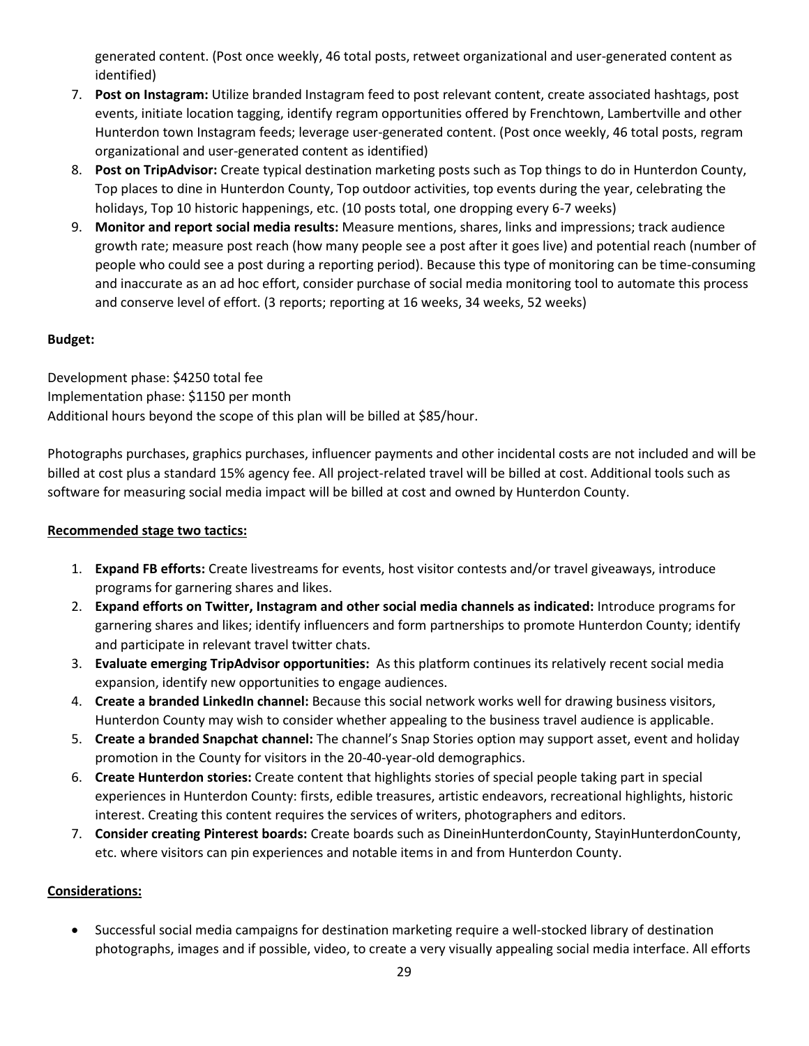generated content. (Post once weekly, 46 total posts, retweet organizational and user-generated content as identified)

7. **Post on Instagram:** Utilize branded Instagram feed to post relevant content, create associated hashtags, post events, initiate location tagging, identify regram opportunities offered by Frenchtown, Lambertville and other Hunterdon town Instagram feeds; leverage user-generated content. (Post once weekly, 46 total posts, regram organizational and user-generated content as identified)
8. **Post on TripAdvisor:** Create typical destination marketing posts such as Top things to do in Hunterdon County, Top places to dine in Hunterdon County, Top outdoor activities, top events during the year, celebrating the holidays, Top 10 historic happenings, etc. (10 posts total, one dropping every 6-7 weeks)
9. **Monitor and report social media results:** Measure mentions, shares, links and impressions; track audience growth rate; measure post reach (how many people see a post after it goes live) and potential reach (number of people who could see a post during a reporting period). Because this type of monitoring can be time-consuming and inaccurate as an ad hoc effort, consider purchase of social media monitoring tool to automate this process and conserve level of effort. (3 reports; reporting at 16 weeks, 34 weeks, 52 weeks)

**Budget:**

Development phase: $4250 total fee
Implementation phase: $1150 per month
Additional hours beyond the scope of this plan will be billed at $85/hour.

Photographs purchases, graphics purchases, influencer payments and other incidental costs are not included and will be billed at cost plus a standard 15% agency fee. All project-related travel will be billed at cost. Additional tools such as software for measuring social media impact will be billed at cost and owned by Hunterdon County.

**Recommended stage two tactics:**

1. **Expand FB efforts:** Create livestreams for events, host visitor contests and/or travel giveaways, introduce programs for garnering shares and likes.
2. **Expand efforts on Twitter, Instagram and other social media channels as indicated:** Introduce programs for garnering shares and likes; identify influencers and form partnerships to promote Hunterdon County; identify and participate in relevant travel twitter chats.
3. **Evaluate emerging TripAdvisor opportunities:** As this platform continues its relatively recent social media expansion, identify new opportunities to engage audiences.
4. **Create a branded LinkedIn channel:** Because this social network works well for drawing business visitors, Hunterdon County may wish to consider whether appealing to the business travel audience is applicable.
5. **Create a branded Snapchat channel:** The channel's Snap Stories option may support asset, event and holiday promotion in the County for visitors in the 20-40-year-old demographics.
6. **Create Hunterdon stories:** Create content that highlights stories of special people taking part in special experiences in Hunterdon County: firsts, edible treasures, artistic endeavors, recreational highlights, historic interest. Creating this content requires the services of writers, photographers and editors.
7. **Consider creating Pinterest boards:** Create boards such as DineinHunterdonCounty, StayinHunterdonCounty, etc. where visitors can pin experiences and notable items in and from Hunterdon County.

**Considerations:**

- Successful social media campaigns for destination marketing require a well-stocked library of destination photographs, images and if possible, video, to create a very visually appealing social media interface. All efforts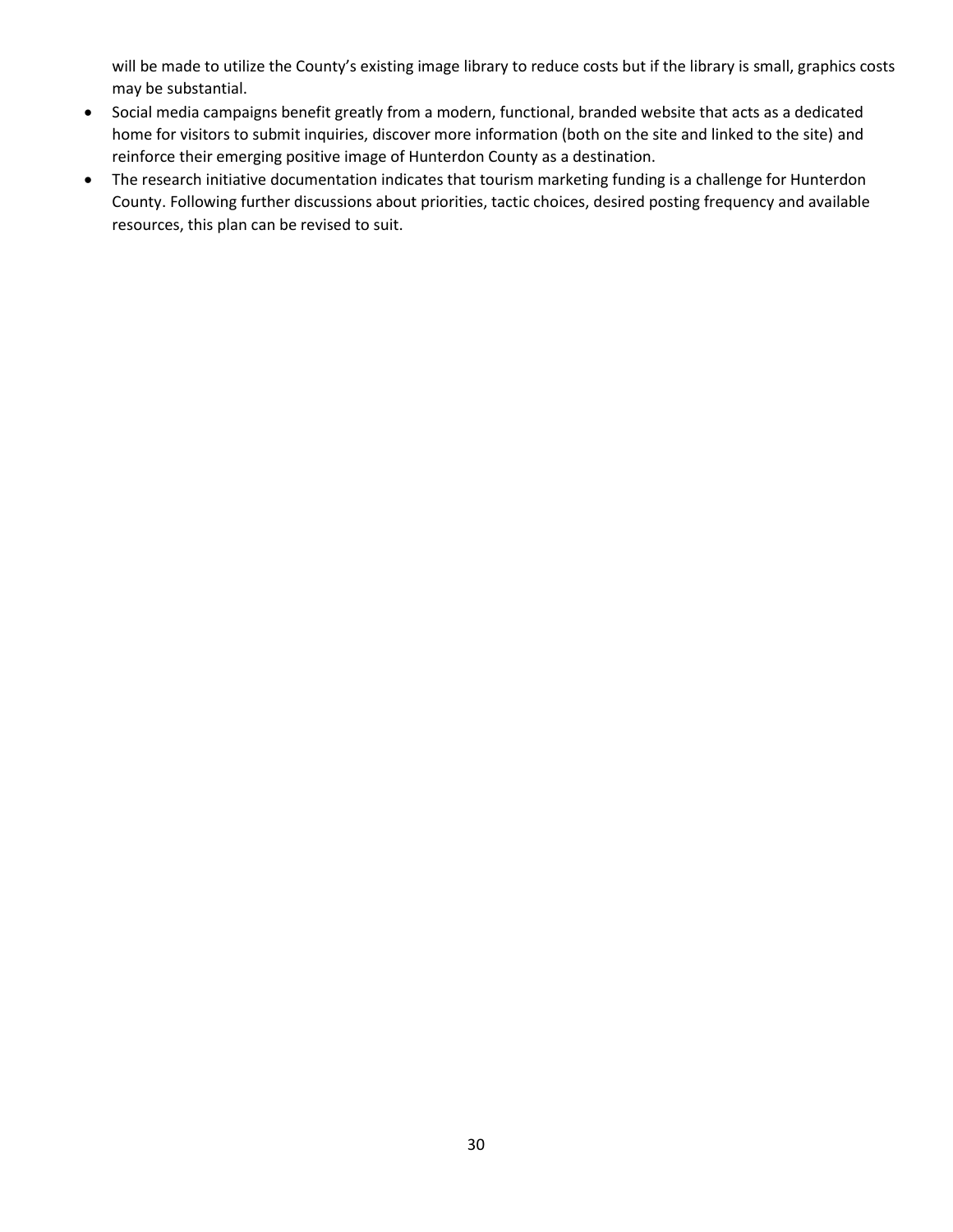will be made to utilize the County's existing image library to reduce costs but if the library is small, graphics costs may be substantial.

- Social media campaigns benefit greatly from a modern, functional, branded website that acts as a dedicated home for visitors to submit inquiries, discover more information (both on the site and linked to the site) and reinforce their emerging positive image of Hunterdon County as a destination.
- The research initiative documentation indicates that tourism marketing funding is a challenge for Hunterdon County. Following further discussions about priorities, tactic choices, desired posting frequency and available resources, this plan can be revised to suit.